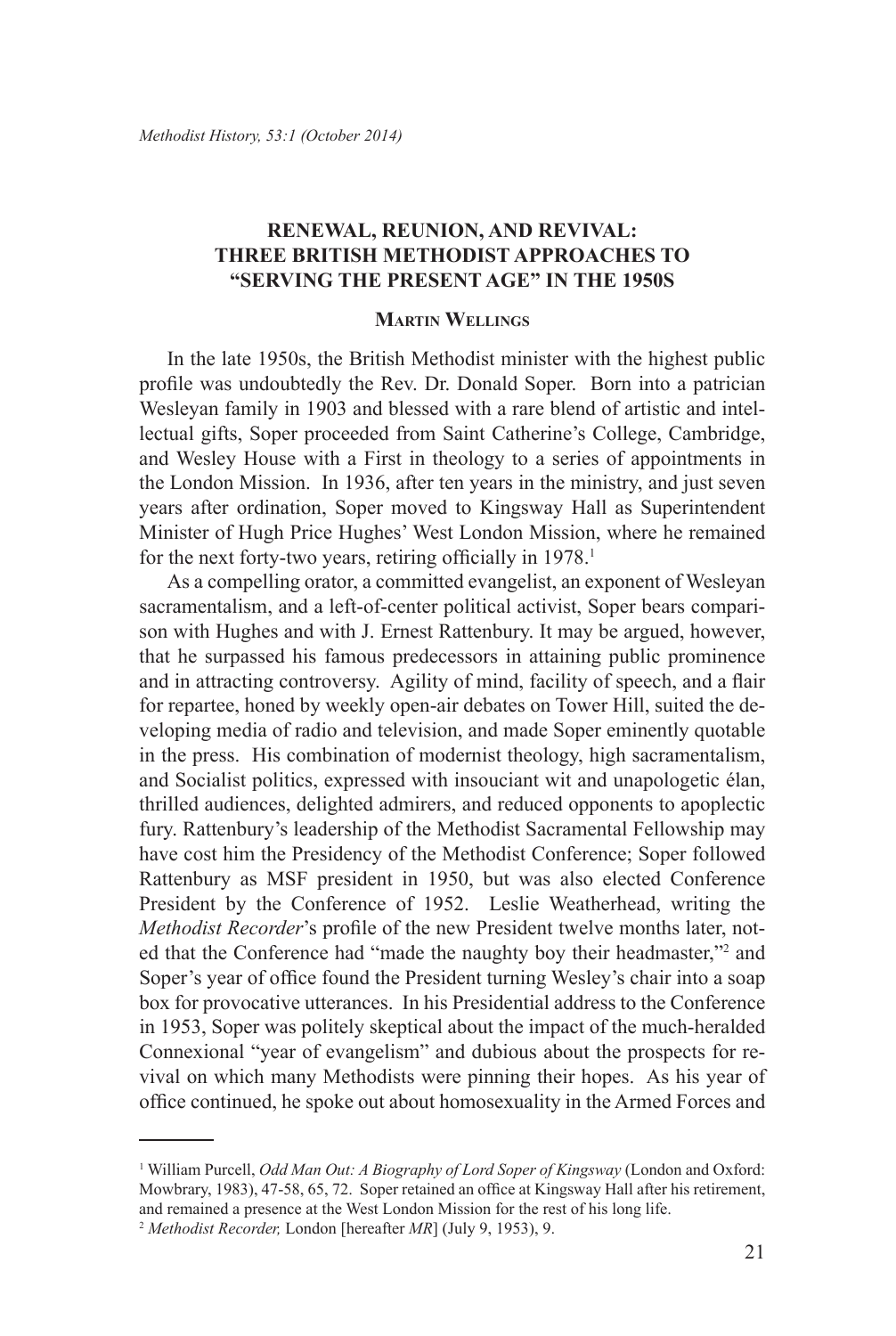# RENEWAL, REUNION, AND REVIVAL: THREE BRITISH METHODIST APPROACHES TO "SERVING THE PRESENT AGE" IN THE 1950S

### Martin Wellings

In the late 1950s, the British Methodist minister with the highest public profile was undoubtedly the Rev. Dr. Donald Soper. Born into a patrician Wesleyan family in 1903 and blessed with a rare blend of artistic and intellectual gifts, Soper proceeded from Saint Catherine's College, Cambridge, and Wesley House with a First in theology to a series of appointments in the London Mission. In 1936, after ten years in the ministry, and just seven years after ordination, Soper moved to Kingsway Hall as Superintendent Minister of Hugh Price Hughes' West London Mission, where he remained for the next forty-two years, retiring officially in 1978.[1]

As a compelling orator, a committed evangelist, an exponent of Wesleyan sacramentalism, and a left-of-center political activist, Soper bears comparison with Hughes and with J. Ernest Rattenbury. It may be argued, however, that he surpassed his famous predecessors in attaining public prominence and in attracting controversy. Agility of mind, facility of speech, and a flair for repartee, honed by weekly open-air debates on Tower Hill, suited the developing media of radio and television, and made Soper eminently quotable in the press. His combination of modernist theology, high sacramentalism, and Socialist politics, expressed with insouciant wit and unapologetic élan, thrilled audiences, delighted admirers, and reduced opponents to apoplectic fury. Rattenbury's leadership of the Methodist Sacramental Fellowship may have cost him the Presidency of the Methodist Conference; Soper followed Rattenbury as MSF president in 1950, but was also elected Conference President by the Conference of 1952. Leslie Weatherhead, writing the *Methodist Recorder*'s profile of the new President twelve months later, noted that the Conference had "made the naughty boy their headmaster,"[2] and Soper's year of office found the President turning Wesley's chair into a soap box for provocative utterances. In his Presidential address to the Conference in 1953, Soper was politely skeptical about the impact of the much-heralded Connexional "year of evangelism" and dubious about the prospects for revival on which many Methodists were pinning their hopes. As his year of office continued, he spoke out about homosexuality in the Armed Forces and

---

[1] William Purcell, *Odd Man Out: A Biography of Lord Soper of Kingsway* (London and Oxford: Mowbrary, 1983), 47-58, 65, 72. Soper retained an office at Kingsway Hall after his retirement, and remained a presence at the West London Mission for the rest of his long life.

[2] *Methodist Recorder,* London [hereafter *MR*] (July 9, 1953), 9.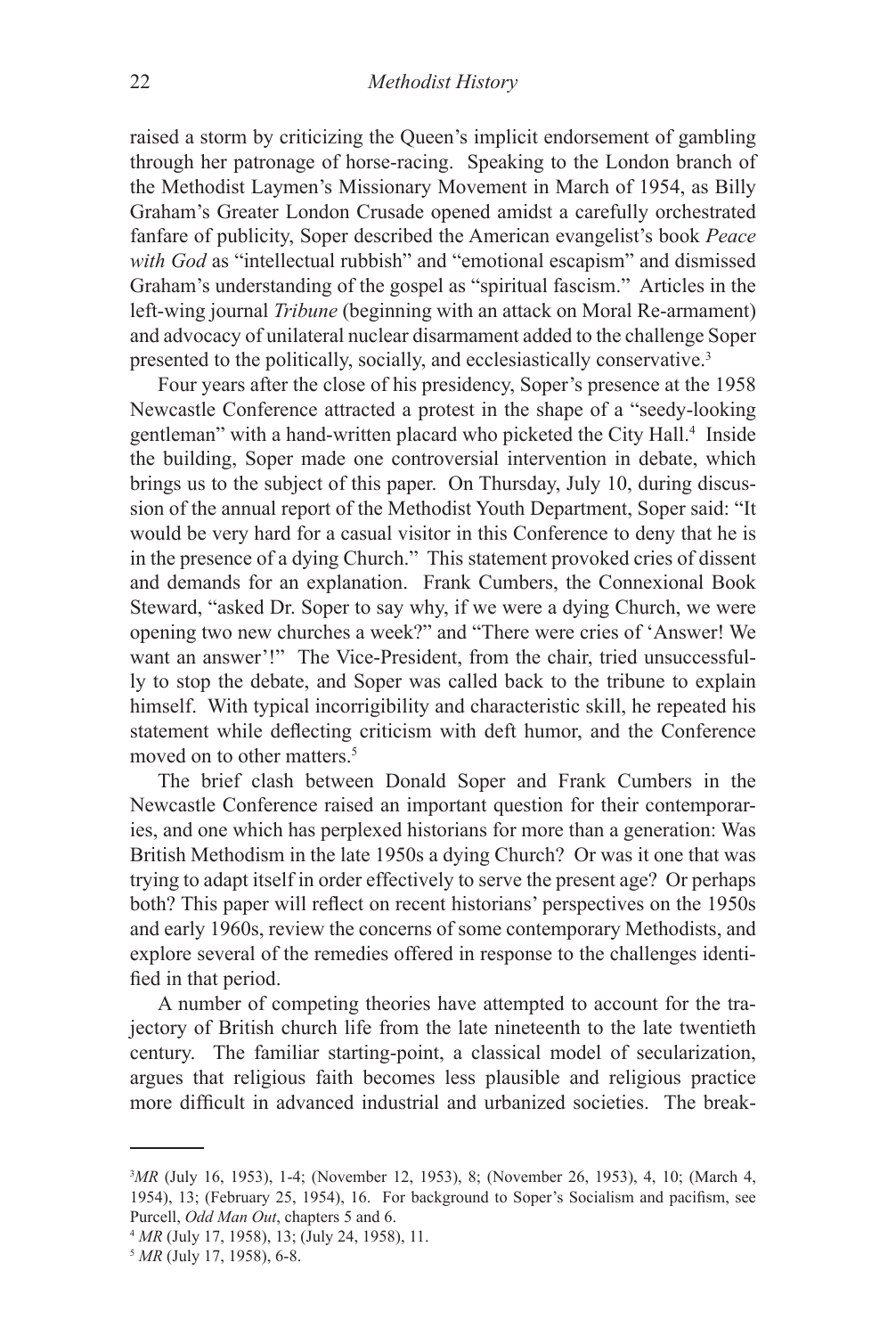raised a storm by criticizing the Queen's implicit endorsement of gambling through her patronage of horse-racing. Speaking to the London branch of the Methodist Laymen's Missionary Movement in March of 1954, as Billy Graham's Greater London Crusade opened amidst a carefully orchestrated fanfare of publicity, Soper described the American evangelist's book *Peace with God* as "intellectual rubbish" and "emotional escapism" and dismissed Graham's understanding of the gospel as "spiritual fascism." Articles in the left-wing journal *Tribune* (beginning with an attack on Moral Re-armament) and advocacy of unilateral nuclear disarmament added to the challenge Soper presented to the politically, socially, and ecclesiastically conservative.[3]

Four years after the close of his presidency, Soper's presence at the 1958 Newcastle Conference attracted a protest in the shape of a "seedy-looking gentleman" with a hand-written placard who picketed the City Hall.[4] Inside the building, Soper made one controversial intervention in debate, which brings us to the subject of this paper. On Thursday, July 10, during discussion of the annual report of the Methodist Youth Department, Soper said: "It would be very hard for a casual visitor in this Conference to deny that he is in the presence of a dying Church." This statement provoked cries of dissent and demands for an explanation. Frank Cumbers, the Connexional Book Steward, "asked Dr. Soper to say why, if we were a dying Church, we were opening two new churches a week?" and "There were cries of 'Answer! We want an answer'!" The Vice-President, from the chair, tried unsuccessfully to stop the debate, and Soper was called back to the tribune to explain himself. With typical incorrigibility and characteristic skill, he repeated his statement while deflecting criticism with deft humor, and the Conference moved on to other matters.[5]

The brief clash between Donald Soper and Frank Cumbers in the Newcastle Conference raised an important question for their contemporaries, and one which has perplexed historians for more than a generation: Was British Methodism in the late 1950s a dying Church? Or was it one that was trying to adapt itself in order effectively to serve the present age? Or perhaps both? This paper will reflect on recent historians' perspectives on the 1950s and early 1960s, review the concerns of some contemporary Methodists, and explore several of the remedies offered in response to the challenges identified in that period.

A number of competing theories have attempted to account for the trajectory of British church life from the late nineteenth to the late twentieth century. The familiar starting-point, a classical model of secularization, argues that religious faith becomes less plausible and religious practice more difficult in advanced industrial and urbanized societies. The break-

---

[3] *MR* (July 16, 1953), 1-4; (November 12, 1953), 8; (November 26, 1953), 4, 10; (March 4, 1954), 13; (February 25, 1954), 16. For background to Soper's Socialism and pacifism, see Purcell, *Odd Man Out*, chapters 5 and 6.

[4] *MR* (July 17, 1958), 13; (July 24, 1958), 11.

[5] *MR* (July 17, 1958), 6-8.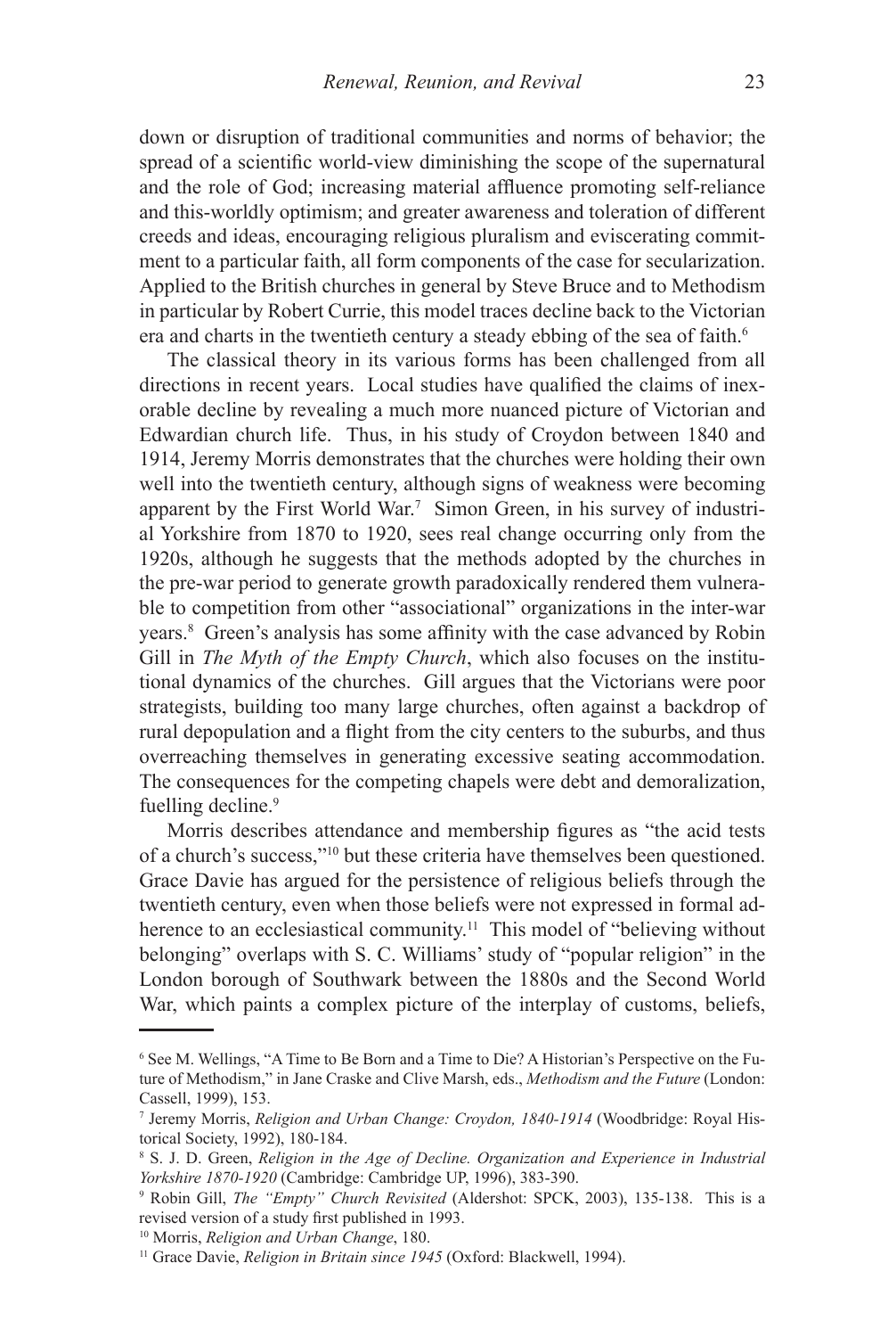down or disruption of traditional communities and norms of behavior; the spread of a scientific world-view diminishing the scope of the supernatural and the role of God; increasing material affluence promoting self-reliance and this-worldly optimism; and greater awareness and toleration of different creeds and ideas, encouraging religious pluralism and eviscerating commitment to a particular faith, all form components of the case for secularization. Applied to the British churches in general by Steve Bruce and to Methodism in particular by Robert Currie, this model traces decline back to the Victorian era and charts in the twentieth century a steady ebbing of the sea of faith.[6]

The classical theory in its various forms has been challenged from all directions in recent years. Local studies have qualified the claims of inexorable decline by revealing a much more nuanced picture of Victorian and Edwardian church life. Thus, in his study of Croydon between 1840 and 1914, Jeremy Morris demonstrates that the churches were holding their own well into the twentieth century, although signs of weakness were becoming apparent by the First World War.[7] Simon Green, in his survey of industrial Yorkshire from 1870 to 1920, sees real change occurring only from the 1920s, although he suggests that the methods adopted by the churches in the pre-war period to generate growth paradoxically rendered them vulnerable to competition from other "associational" organizations in the inter-war years.[8] Green's analysis has some affinity with the case advanced by Robin Gill in *The Myth of the Empty Church*, which also focuses on the institutional dynamics of the churches. Gill argues that the Victorians were poor strategists, building too many large churches, often against a backdrop of rural depopulation and a flight from the city centers to the suburbs, and thus overreaching themselves in generating excessive seating accommodation. The consequences for the competing chapels were debt and demoralization, fuelling decline.[9]

Morris describes attendance and membership figures as "the acid tests of a church's success,"[10] but these criteria have themselves been questioned. Grace Davie has argued for the persistence of religious beliefs through the twentieth century, even when those beliefs were not expressed in formal adherence to an ecclesiastical community.[11] This model of "believing without belonging" overlaps with S. C. Williams' study of "popular religion" in the London borough of Southwark between the 1880s and the Second World War, which paints a complex picture of the interplay of customs, beliefs,

---

[6] See M. Wellings, "A Time to Be Born and a Time to Die? A Historian's Perspective on the Future of Methodism," in Jane Craske and Clive Marsh, eds., *Methodism and the Future* (London: Cassell, 1999), 153.

[7] Jeremy Morris, *Religion and Urban Change: Croydon, 1840-1914* (Woodbridge: Royal Historical Society, 1992), 180-184.

[8] S. J. D. Green, *Religion in the Age of Decline. Organization and Experience in Industrial Yorkshire 1870-1920* (Cambridge: Cambridge UP, 1996), 383-390.

[9] Robin Gill, *The "Empty" Church Revisited* (Aldershot: SPCK, 2003), 135-138. This is a revised version of a study first published in 1993.

[10] Morris, *Religion and Urban Change*, 180.

[11] Grace Davie, *Religion in Britain since 1945* (Oxford: Blackwell, 1994).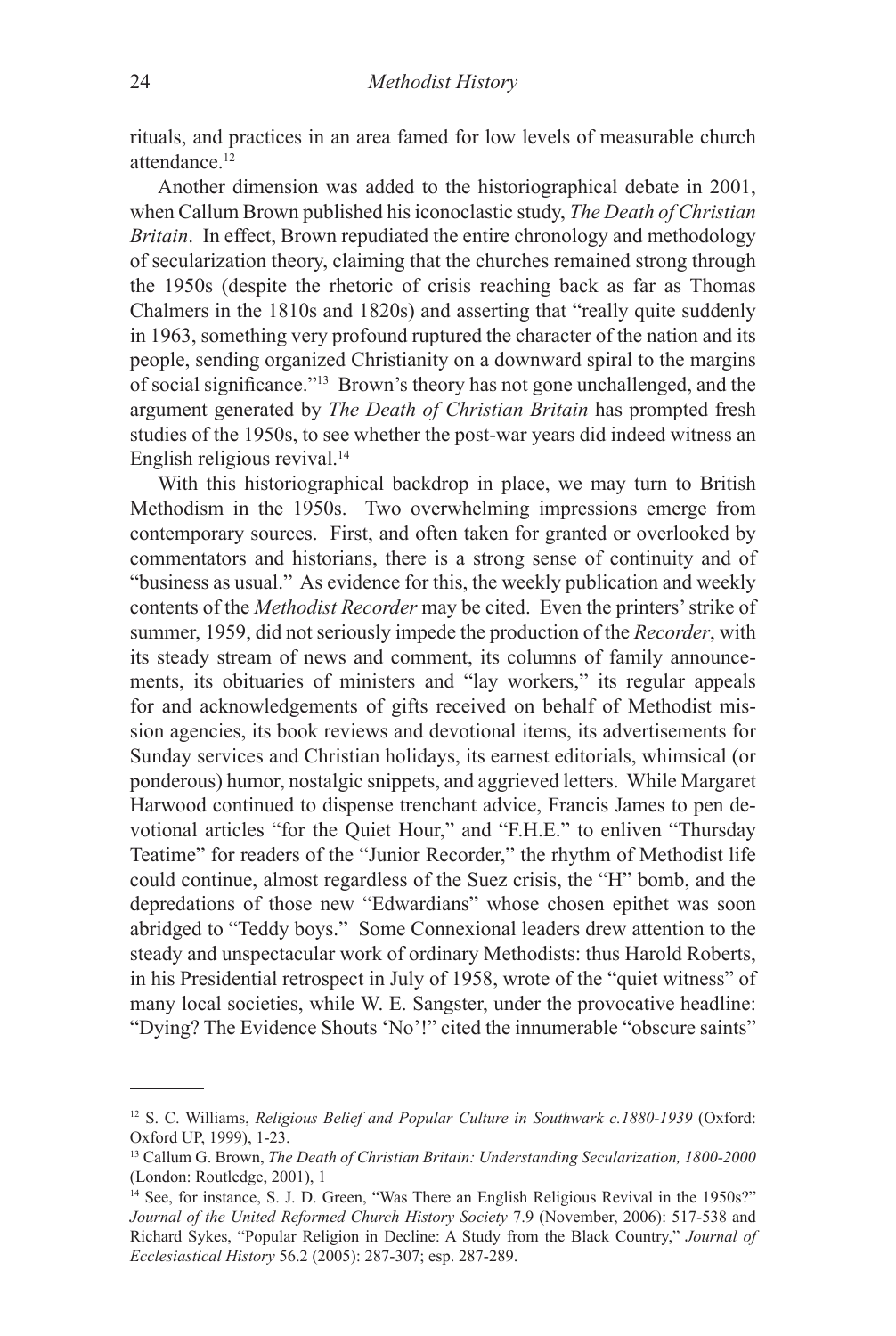rituals, and practices in an area famed for low levels of measurable church attendance.[12]

Another dimension was added to the historiographical debate in 2001, when Callum Brown published his iconoclastic study, *The Death of Christian Britain*. In effect, Brown repudiated the entire chronology and methodology of secularization theory, claiming that the churches remained strong through the 1950s (despite the rhetoric of crisis reaching back as far as Thomas Chalmers in the 1810s and 1820s) and asserting that "really quite suddenly in 1963, something very profound ruptured the character of the nation and its people, sending organized Christianity on a downward spiral to the margins of social significance."[13] Brown's theory has not gone unchallenged, and the argument generated by *The Death of Christian Britain* has prompted fresh studies of the 1950s, to see whether the post-war years did indeed witness an English religious revival.[14]

With this historiographical backdrop in place, we may turn to British Methodism in the 1950s. Two overwhelming impressions emerge from contemporary sources. First, and often taken for granted or overlooked by commentators and historians, there is a strong sense of continuity and of "business as usual." As evidence for this, the weekly publication and weekly contents of the *Methodist Recorder* may be cited. Even the printers' strike of summer, 1959, did not seriously impede the production of the *Recorder*, with its steady stream of news and comment, its columns of family announcements, its obituaries of ministers and "lay workers," its regular appeals for and acknowledgements of gifts received on behalf of Methodist mission agencies, its book reviews and devotional items, its advertisements for Sunday services and Christian holidays, its earnest editorials, whimsical (or ponderous) humor, nostalgic snippets, and aggrieved letters. While Margaret Harwood continued to dispense trenchant advice, Francis James to pen devotional articles "for the Quiet Hour," and "F.H.E." to enliven "Thursday Teatime" for readers of the "Junior Recorder," the rhythm of Methodist life could continue, almost regardless of the Suez crisis, the "H" bomb, and the depredations of those new "Edwardians" whose chosen epithet was soon abridged to "Teddy boys." Some Connexional leaders drew attention to the steady and unspectacular work of ordinary Methodists: thus Harold Roberts, in his Presidential retrospect in July of 1958, wrote of the "quiet witness" of many local societies, while W. E. Sangster, under the provocative headline: "Dying? The Evidence Shouts 'No'!" cited the innumerable "obscure saints"

---

[12] S. C. Williams, *Religious Belief and Popular Culture in Southwark c.1880-1939* (Oxford: Oxford UP, 1999), 1-23.

[13] Callum G. Brown, *The Death of Christian Britain: Understanding Secularization, 1800-2000* (London: Routledge, 2001), 1

[14] See, for instance, S. J. D. Green, "Was There an English Religious Revival in the 1950s?" *Journal of the United Reformed Church History Society* 7.9 (November, 2006): 517-538 and Richard Sykes, "Popular Religion in Decline: A Study from the Black Country," *Journal of Ecclesiastical History* 56.2 (2005): 287-307; esp. 287-289.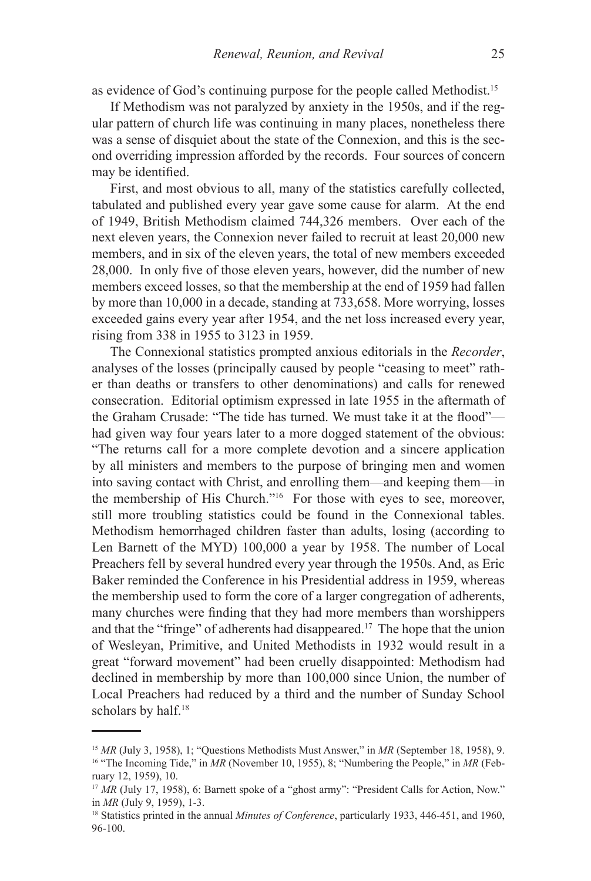as evidence of God's continuing purpose for the people called Methodist.[15]

If Methodism was not paralyzed by anxiety in the 1950s, and if the regular pattern of church life was continuing in many places, nonetheless there was a sense of disquiet about the state of the Connexion, and this is the second overriding impression afforded by the records. Four sources of concern may be identified.

First, and most obvious to all, many of the statistics carefully collected, tabulated and published every year gave some cause for alarm. At the end of 1949, British Methodism claimed 744,326 members. Over each of the next eleven years, the Connexion never failed to recruit at least 20,000 new members, and in six of the eleven years, the total of new members exceeded 28,000. In only five of those eleven years, however, did the number of new members exceed losses, so that the membership at the end of 1959 had fallen by more than 10,000 in a decade, standing at 733,658. More worrying, losses exceeded gains every year after 1954, and the net loss increased every year, rising from 338 in 1955 to 3123 in 1959.

The Connexional statistics prompted anxious editorials in the *Recorder*, analyses of the losses (principally caused by people "ceasing to meet" rather than deaths or transfers to other denominations) and calls for renewed consecration. Editorial optimism expressed in late 1955 in the aftermath of the Graham Crusade: "The tide has turned. We must take it at the flood"—had given way four years later to a more dogged statement of the obvious: "The returns call for a more complete devotion and a sincere application by all ministers and members to the purpose of bringing men and women into saving contact with Christ, and enrolling them—and keeping them—in the membership of His Church."[16] For those with eyes to see, moreover, still more troubling statistics could be found in the Connexional tables. Methodism hemorrhaged children faster than adults, losing (according to Len Barnett of the MYD) 100,000 a year by 1958. The number of Local Preachers fell by several hundred every year through the 1950s. And, as Eric Baker reminded the Conference in his Presidential address in 1959, whereas the membership used to form the core of a larger congregation of adherents, many churches were finding that they had more members than worshippers and that the "fringe" of adherents had disappeared.[17] The hope that the union of Wesleyan, Primitive, and United Methodists in 1932 would result in a great "forward movement" had been cruelly disappointed: Methodism had declined in membership by more than 100,000 since Union, the number of Local Preachers had reduced by a third and the number of Sunday School scholars by half.[18]

---

[15] *MR* (July 3, 1958), 1; "Questions Methodists Must Answer," in *MR* (September 18, 1958), 9.

[16] "The Incoming Tide," in *MR* (November 10, 1955), 8; "Numbering the People," in *MR* (February 12, 1959), 10.

[17] *MR* (July 17, 1958), 6: Barnett spoke of a "ghost army": "President Calls for Action, Now." in *MR* (July 9, 1959), 1-3.

[18] Statistics printed in the annual *Minutes of Conference*, particularly 1933, 446-451, and 1960, 96-100.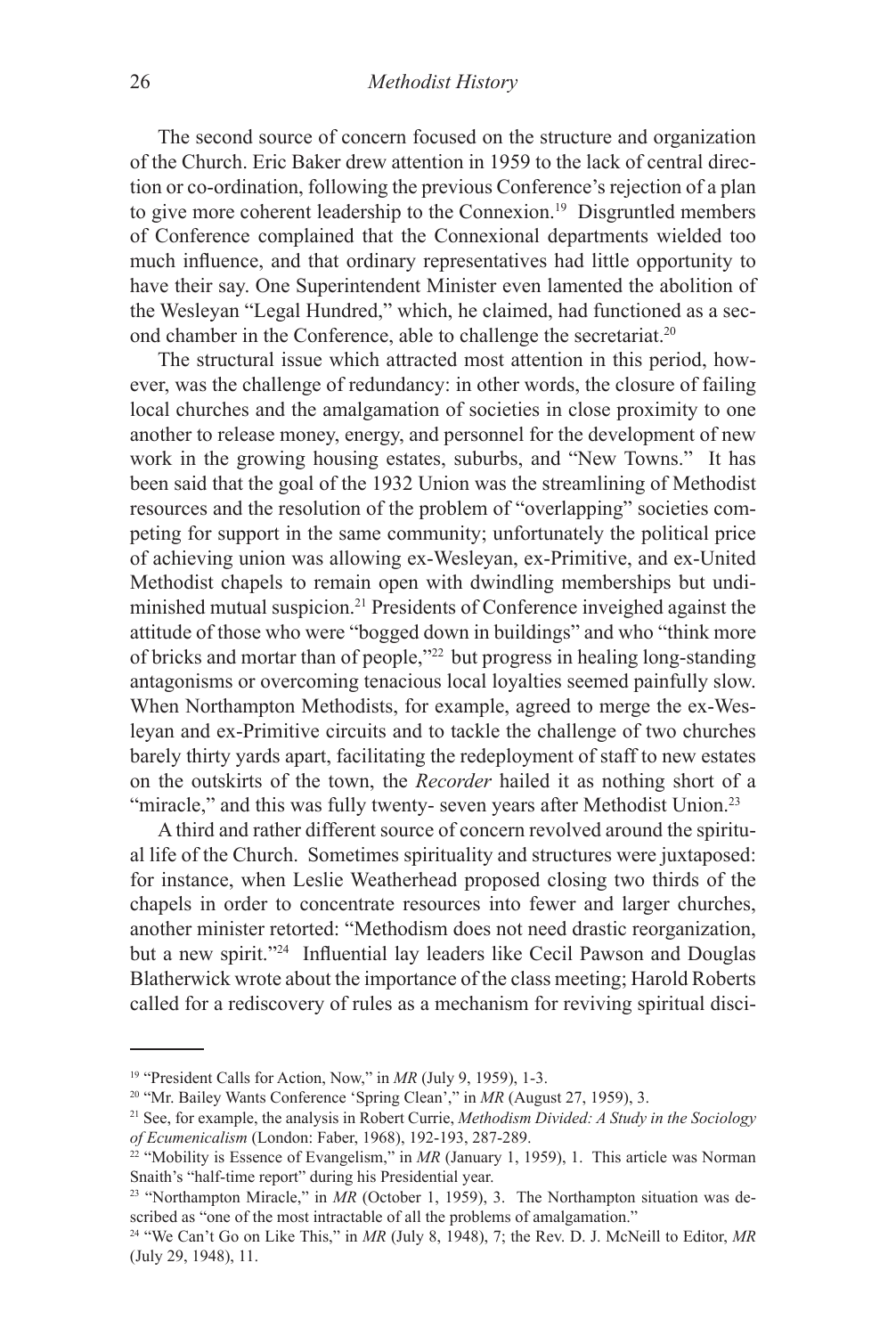The second source of concern focused on the structure and organization of the Church. Eric Baker drew attention in 1959 to the lack of central direction or co-ordination, following the previous Conference's rejection of a plan to give more coherent leadership to the Connexion.[19] Disgruntled members of Conference complained that the Connexional departments wielded too much influence, and that ordinary representatives had little opportunity to have their say. One Superintendent Minister even lamented the abolition of the Wesleyan "Legal Hundred," which, he claimed, had functioned as a second chamber in the Conference, able to challenge the secretariat.[20]

The structural issue which attracted most attention in this period, however, was the challenge of redundancy: in other words, the closure of failing local churches and the amalgamation of societies in close proximity to one another to release money, energy, and personnel for the development of new work in the growing housing estates, suburbs, and "New Towns." It has been said that the goal of the 1932 Union was the streamlining of Methodist resources and the resolution of the problem of "overlapping" societies competing for support in the same community; unfortunately the political price of achieving union was allowing ex-Wesleyan, ex-Primitive, and ex-United Methodist chapels to remain open with dwindling memberships but undiminished mutual suspicion.[21] Presidents of Conference inveighed against the attitude of those who were "bogged down in buildings" and who "think more of bricks and mortar than of people,"[22] but progress in healing long-standing antagonisms or overcoming tenacious local loyalties seemed painfully slow. When Northampton Methodists, for example, agreed to merge the ex-Wesleyan and ex-Primitive circuits and to tackle the challenge of two churches barely thirty yards apart, facilitating the redeployment of staff to new estates on the outskirts of the town, the *Recorder* hailed it as nothing short of a "miracle," and this was fully twenty- seven years after Methodist Union.[23]

A third and rather different source of concern revolved around the spiritual life of the Church. Sometimes spirituality and structures were juxtaposed: for instance, when Leslie Weatherhead proposed closing two thirds of the chapels in order to concentrate resources into fewer and larger churches, another minister retorted: "Methodism does not need drastic reorganization, but a new spirit."[24] Influential lay leaders like Cecil Pawson and Douglas Blatherwick wrote about the importance of the class meeting; Harold Roberts called for a rediscovery of rules as a mechanism for reviving spiritual disci-

---

[19] "President Calls for Action, Now," in *MR* (July 9, 1959), 1-3.

[20] "Mr. Bailey Wants Conference 'Spring Clean'," in *MR* (August 27, 1959), 3.

[21] See, for example, the analysis in Robert Currie, *Methodism Divided: A Study in the Sociology of Ecumenicalism* (London: Faber, 1968), 192-193, 287-289.

[22] "Mobility is Essence of Evangelism," in *MR* (January 1, 1959), 1. This article was Norman Snaith's "half-time report" during his Presidential year.

[23] "Northampton Miracle," in *MR* (October 1, 1959), 3. The Northampton situation was described as "one of the most intractable of all the problems of amalgamation."

[24] "We Can't Go on Like This," in *MR* (July 8, 1948), 7; the Rev. D. J. McNeill to Editor, *MR* (July 29, 1948), 11.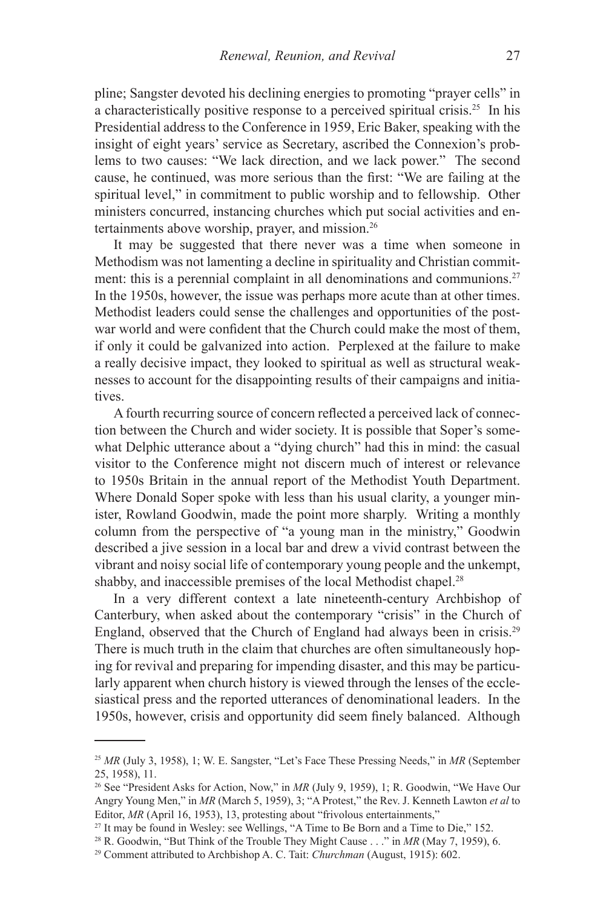pline; Sangster devoted his declining energies to promoting "prayer cells" in a characteristically positive response to a perceived spiritual crisis.[25] In his Presidential address to the Conference in 1959, Eric Baker, speaking with the insight of eight years' service as Secretary, ascribed the Connexion's problems to two causes: "We lack direction, and we lack power." The second cause, he continued, was more serious than the first: "We are failing at the spiritual level," in commitment to public worship and to fellowship. Other ministers concurred, instancing churches which put social activities and entertainments above worship, prayer, and mission.[26]

It may be suggested that there never was a time when someone in Methodism was not lamenting a decline in spirituality and Christian commitment: this is a perennial complaint in all denominations and communions.[27] In the 1950s, however, the issue was perhaps more acute than at other times. Methodist leaders could sense the challenges and opportunities of the post-war world and were confident that the Church could make the most of them, if only it could be galvanized into action. Perplexed at the failure to make a really decisive impact, they looked to spiritual as well as structural weaknesses to account for the disappointing results of their campaigns and initiatives.

A fourth recurring source of concern reflected a perceived lack of connection between the Church and wider society. It is possible that Soper's somewhat Delphic utterance about a "dying church" had this in mind: the casual visitor to the Conference might not discern much of interest or relevance to 1950s Britain in the annual report of the Methodist Youth Department. Where Donald Soper spoke with less than his usual clarity, a younger minister, Rowland Goodwin, made the point more sharply. Writing a monthly column from the perspective of "a young man in the ministry," Goodwin described a jive session in a local bar and drew a vivid contrast between the vibrant and noisy social life of contemporary young people and the unkempt, shabby, and inaccessible premises of the local Methodist chapel.[28]

In a very different context a late nineteenth-century Archbishop of Canterbury, when asked about the contemporary "crisis" in the Church of England, observed that the Church of England had always been in crisis.[29] There is much truth in the claim that churches are often simultaneously hoping for revival and preparing for impending disaster, and this may be particularly apparent when church history is viewed through the lenses of the ecclesiastical press and the reported utterances of denominational leaders. In the 1950s, however, crisis and opportunity did seem finely balanced. Although

---

[25] *MR* (July 3, 1958), 1; W. E. Sangster, "Let's Face These Pressing Needs," in *MR* (September 25, 1958), 11.

[26] See "President Asks for Action, Now," in *MR* (July 9, 1959), 1; R. Goodwin, "We Have Our Angry Young Men," in *MR* (March 5, 1959), 3; "A Protest," the Rev. J. Kenneth Lawton *et al* to Editor, *MR* (April 16, 1953), 13, protesting about "frivolous entertainments,"

[27] It may be found in Wesley: see Wellings, "A Time to Be Born and a Time to Die," 152.

[28] R. Goodwin, "But Think of the Trouble They Might Cause . . ." in *MR* (May 7, 1959), 6.

[29] Comment attributed to Archbishop A. C. Tait: *Churchman* (August, 1915): 602.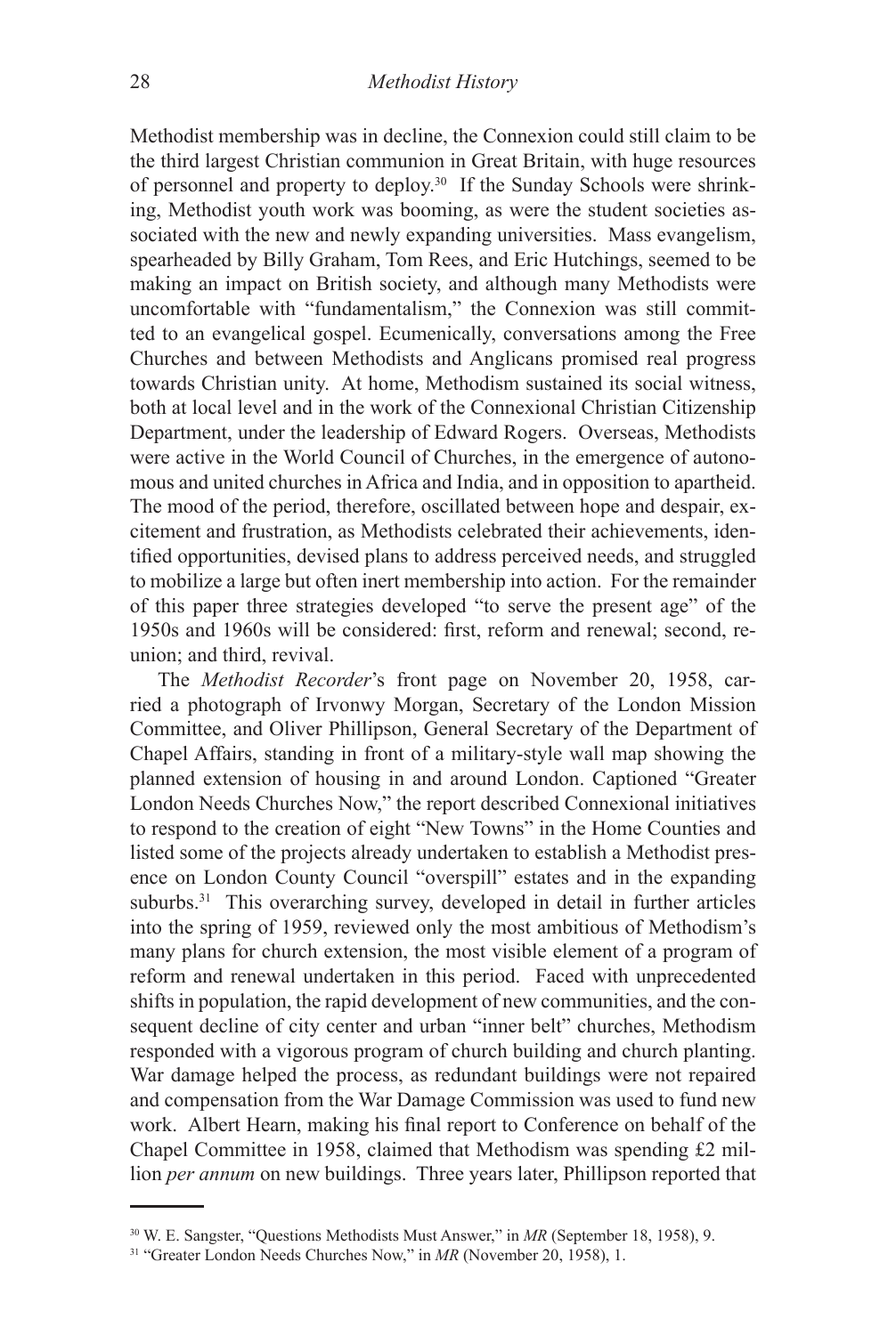Methodist membership was in decline, the Connexion could still claim to be the third largest Christian communion in Great Britain, with huge resources of personnel and property to deploy.[30] If the Sunday Schools were shrinking, Methodist youth work was booming, as were the student societies associated with the new and newly expanding universities. Mass evangelism, spearheaded by Billy Graham, Tom Rees, and Eric Hutchings, seemed to be making an impact on British society, and although many Methodists were uncomfortable with "fundamentalism," the Connexion was still committed to an evangelical gospel. Ecumenically, conversations among the Free Churches and between Methodists and Anglicans promised real progress towards Christian unity. At home, Methodism sustained its social witness, both at local level and in the work of the Connexional Christian Citizenship Department, under the leadership of Edward Rogers. Overseas, Methodists were active in the World Council of Churches, in the emergence of autonomous and united churches in Africa and India, and in opposition to apartheid. The mood of the period, therefore, oscillated between hope and despair, excitement and frustration, as Methodists celebrated their achievements, identified opportunities, devised plans to address perceived needs, and struggled to mobilize a large but often inert membership into action. For the remainder of this paper three strategies developed "to serve the present age" of the 1950s and 1960s will be considered: first, reform and renewal; second, reunion; and third, revival.

The *Methodist Recorder*'s front page on November 20, 1958, carried a photograph of Irvonwy Morgan, Secretary of the London Mission Committee, and Oliver Phillipson, General Secretary of the Department of Chapel Affairs, standing in front of a military-style wall map showing the planned extension of housing in and around London. Captioned "Greater London Needs Churches Now," the report described Connexional initiatives to respond to the creation of eight "New Towns" in the Home Counties and listed some of the projects already undertaken to establish a Methodist presence on London County Council "overspill" estates and in the expanding suburbs.[31] This overarching survey, developed in detail in further articles into the spring of 1959, reviewed only the most ambitious of Methodism's many plans for church extension, the most visible element of a program of reform and renewal undertaken in this period. Faced with unprecedented shifts in population, the rapid development of new communities, and the consequent decline of city center and urban "inner belt" churches, Methodism responded with a vigorous program of church building and church planting. War damage helped the process, as redundant buildings were not repaired and compensation from the War Damage Commission was used to fund new work. Albert Hearn, making his final report to Conference on behalf of the Chapel Committee in 1958, claimed that Methodism was spending £2 million *per annum* on new buildings. Three years later, Phillipson reported that

---

[30] W. E. Sangster, "Questions Methodists Must Answer," in *MR* (September 18, 1958), 9.

[31] "Greater London Needs Churches Now," in *MR* (November 20, 1958), 1.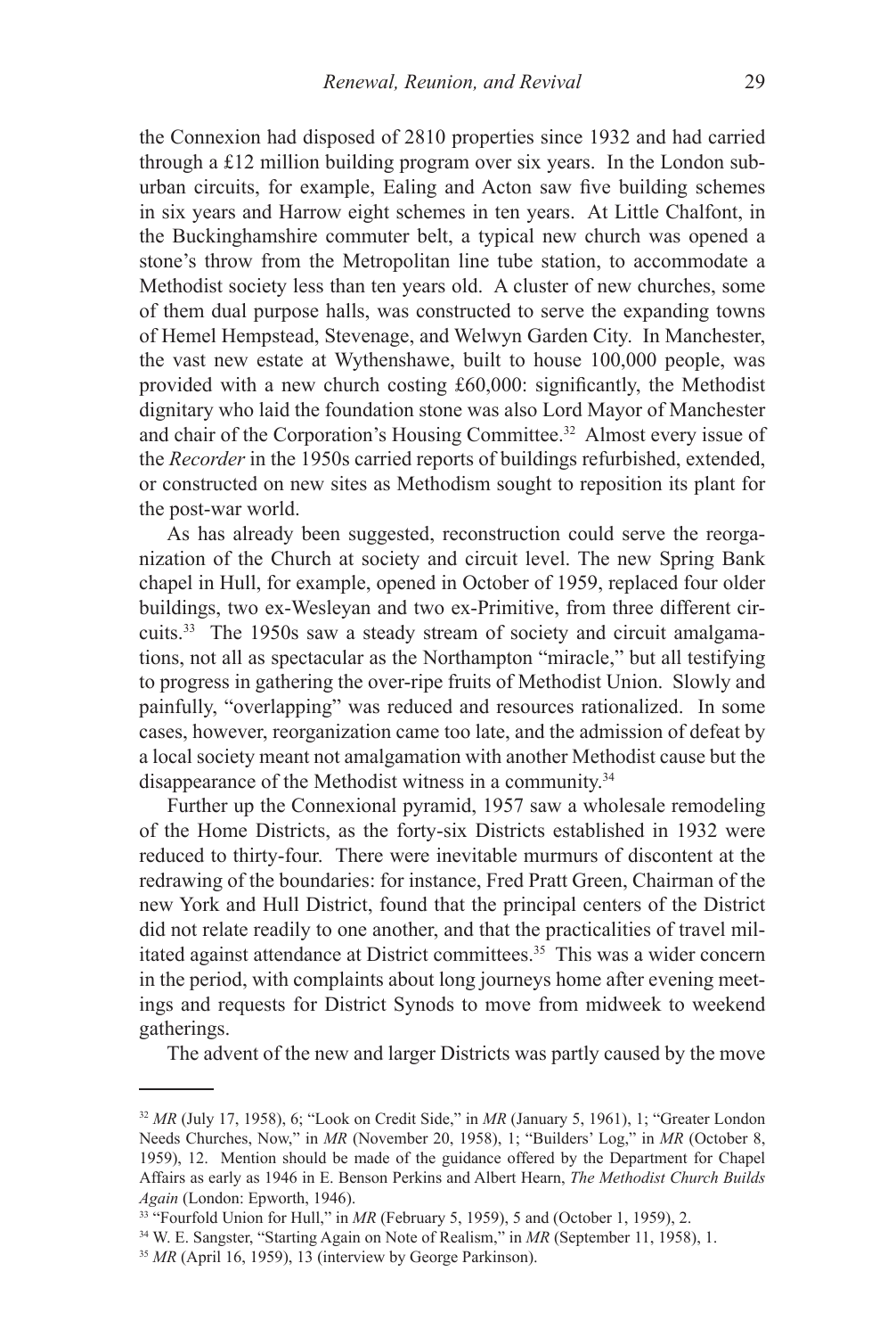the Connexion had disposed of 2810 properties since 1932 and had carried through a £12 million building program over six years. In the London suburban circuits, for example, Ealing and Acton saw five building schemes in six years and Harrow eight schemes in ten years. At Little Chalfont, in the Buckinghamshire commuter belt, a typical new church was opened a stone's throw from the Metropolitan line tube station, to accommodate a Methodist society less than ten years old. A cluster of new churches, some of them dual purpose halls, was constructed to serve the expanding towns of Hemel Hempstead, Stevenage, and Welwyn Garden City. In Manchester, the vast new estate at Wythenshawe, built to house 100,000 people, was provided with a new church costing £60,000: significantly, the Methodist dignitary who laid the foundation stone was also Lord Mayor of Manchester and chair of the Corporation's Housing Committee.[32] Almost every issue of the *Recorder* in the 1950s carried reports of buildings refurbished, extended, or constructed on new sites as Methodism sought to reposition its plant for the post-war world.

As has already been suggested, reconstruction could serve the reorganization of the Church at society and circuit level. The new Spring Bank chapel in Hull, for example, opened in October of 1959, replaced four older buildings, two ex-Wesleyan and two ex-Primitive, from three different circuits.[33] The 1950s saw a steady stream of society and circuit amalgamations, not all as spectacular as the Northampton "miracle," but all testifying to progress in gathering the over-ripe fruits of Methodist Union. Slowly and painfully, "overlapping" was reduced and resources rationalized. In some cases, however, reorganization came too late, and the admission of defeat by a local society meant not amalgamation with another Methodist cause but the disappearance of the Methodist witness in a community.[34]

Further up the Connexional pyramid, 1957 saw a wholesale remodeling of the Home Districts, as the forty-six Districts established in 1932 were reduced to thirty-four. There were inevitable murmurs of discontent at the redrawing of the boundaries: for instance, Fred Pratt Green, Chairman of the new York and Hull District, found that the principal centers of the District did not relate readily to one another, and that the practicalities of travel militated against attendance at District committees.[35] This was a wider concern in the period, with complaints about long journeys home after evening meetings and requests for District Synods to move from midweek to weekend gatherings.

The advent of the new and larger Districts was partly caused by the move

---

[32] *MR* (July 17, 1958), 6; "Look on Credit Side," in *MR* (January 5, 1961), 1; "Greater London Needs Churches, Now," in *MR* (November 20, 1958), 1; "Builders' Log," in *MR* (October 8, 1959), 12. Mention should be made of the guidance offered by the Department for Chapel Affairs as early as 1946 in E. Benson Perkins and Albert Hearn, *The Methodist Church Builds Again* (London: Epworth, 1946).

[33] "Fourfold Union for Hull," in *MR* (February 5, 1959), 5 and (October 1, 1959), 2.

[34] W. E. Sangster, "Starting Again on Note of Realism," in *MR* (September 11, 1958), 1.

[35] *MR* (April 16, 1959), 13 (interview by George Parkinson).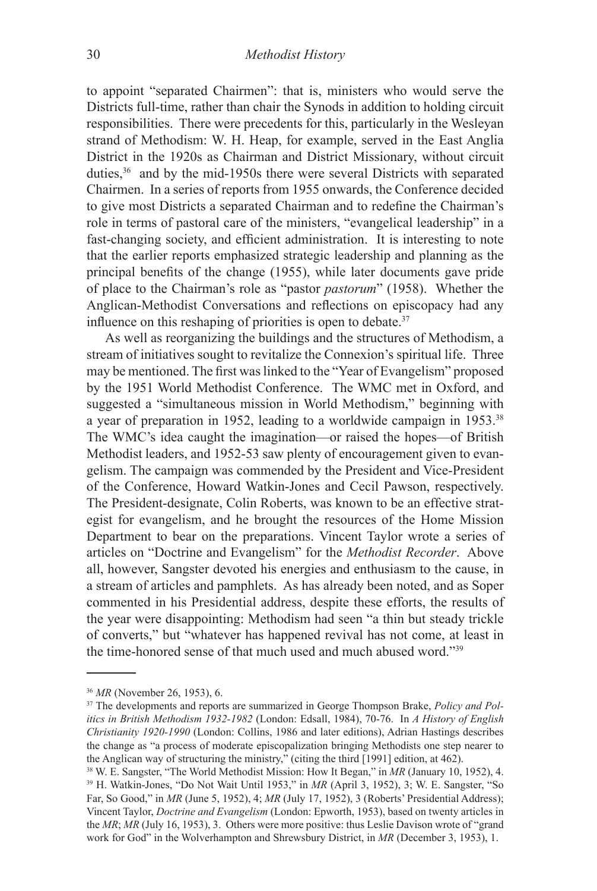to appoint "separated Chairmen": that is, ministers who would serve the Districts full-time, rather than chair the Synods in addition to holding circuit responsibilities. There were precedents for this, particularly in the Wesleyan strand of Methodism: W. H. Heap, for example, served in the East Anglia District in the 1920s as Chairman and District Missionary, without circuit duties,[36] and by the mid-1950s there were several Districts with separated Chairmen. In a series of reports from 1955 onwards, the Conference decided to give most Districts a separated Chairman and to redefine the Chairman's role in terms of pastoral care of the ministers, "evangelical leadership" in a fast-changing society, and efficient administration. It is interesting to note that the earlier reports emphasized strategic leadership and planning as the principal benefits of the change (1955), while later documents gave pride of place to the Chairman's role as "pastor *pastorum*" (1958). Whether the Anglican-Methodist Conversations and reflections on episcopacy had any influence on this reshaping of priorities is open to debate.[37]

As well as reorganizing the buildings and the structures of Methodism, a stream of initiatives sought to revitalize the Connexion's spiritual life. Three may be mentioned. The first was linked to the "Year of Evangelism" proposed by the 1951 World Methodist Conference. The WMC met in Oxford, and suggested a "simultaneous mission in World Methodism," beginning with a year of preparation in 1952, leading to a worldwide campaign in 1953.[38] The WMC's idea caught the imagination—or raised the hopes—of British Methodist leaders, and 1952-53 saw plenty of encouragement given to evangelism. The campaign was commended by the President and Vice-President of the Conference, Howard Watkin-Jones and Cecil Pawson, respectively. The President-designate, Colin Roberts, was known to be an effective strategist for evangelism, and he brought the resources of the Home Mission Department to bear on the preparations. Vincent Taylor wrote a series of articles on "Doctrine and Evangelism" for the *Methodist Recorder*. Above all, however, Sangster devoted his energies and enthusiasm to the cause, in a stream of articles and pamphlets. As has already been noted, and as Soper commented in his Presidential address, despite these efforts, the results of the year were disappointing: Methodism had seen "a thin but steady trickle of converts," but "whatever has happened revival has not come, at least in the time-honored sense of that much used and much abused word."[39]

---

[36] *MR* (November 26, 1953), 6.

[37] The developments and reports are summarized in George Thompson Brake, *Policy and Politics in British Methodism 1932-1982* (London: Edsall, 1984), 70-76. In *A History of English Christianity 1920-1990* (London: Collins, 1986 and later editions), Adrian Hastings describes the change as "a process of moderate episcopalization bringing Methodists one step nearer to the Anglican way of structuring the ministry," (citing the third [1991] edition, at 462).

[38] W. E. Sangster, "The World Methodist Mission: How It Began," in *MR* (January 10, 1952), 4.

[39] H. Watkin-Jones, "Do Not Wait Until 1953," in *MR* (April 3, 1952), 3; W. E. Sangster, "So Far, So Good," in *MR* (June 5, 1952), 4; *MR* (July 17, 1952), 3 (Roberts' Presidential Address); Vincent Taylor, *Doctrine and Evangelism* (London: Epworth, 1953), based on twenty articles in the *MR*; *MR* (July 16, 1953), 3. Others were more positive: thus Leslie Davison wrote of "grand work for God" in the Wolverhampton and Shrewsbury District, in *MR* (December 3, 1953), 1.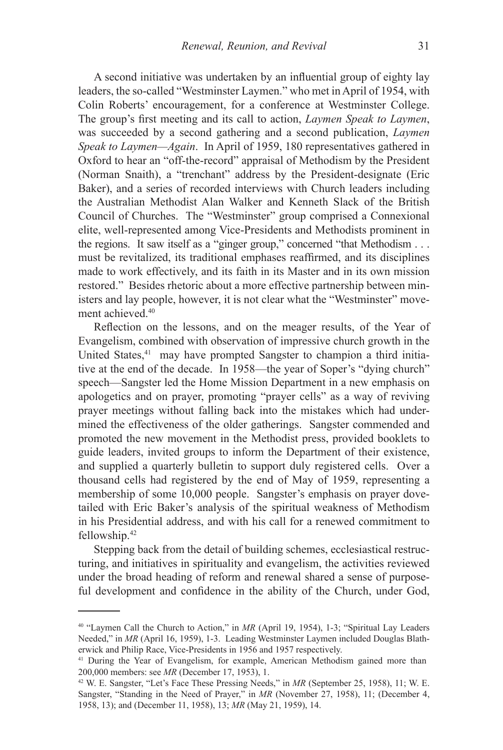A second initiative was undertaken by an influential group of eighty lay leaders, the so-called "Westminster Laymen." who met in April of 1954, with Colin Roberts' encouragement, for a conference at Westminster College. The group's first meeting and its call to action, *Laymen Speak to Laymen*, was succeeded by a second gathering and a second publication, *Laymen Speak to Laymen—Again*. In April of 1959, 180 representatives gathered in Oxford to hear an "off-the-record" appraisal of Methodism by the President (Norman Snaith), a "trenchant" address by the President-designate (Eric Baker), and a series of recorded interviews with Church leaders including the Australian Methodist Alan Walker and Kenneth Slack of the British Council of Churches. The "Westminster" group comprised a Connexional elite, well-represented among Vice-Presidents and Methodists prominent in the regions. It saw itself as a "ginger group," concerned "that Methodism . . . must be revitalized, its traditional emphases reaffirmed, and its disciplines made to work effectively, and its faith in its Master and in its own mission restored." Besides rhetoric about a more effective partnership between ministers and lay people, however, it is not clear what the "Westminster" movement achieved.[40]

Reflection on the lessons, and on the meager results, of the Year of Evangelism, combined with observation of impressive church growth in the United States,[41] may have prompted Sangster to champion a third initiative at the end of the decade. In 1958—the year of Soper's "dying church" speech—Sangster led the Home Mission Department in a new emphasis on apologetics and on prayer, promoting "prayer cells" as a way of reviving prayer meetings without falling back into the mistakes which had undermined the effectiveness of the older gatherings. Sangster commended and promoted the new movement in the Methodist press, provided booklets to guide leaders, invited groups to inform the Department of their existence, and supplied a quarterly bulletin to support duly registered cells. Over a thousand cells had registered by the end of May of 1959, representing a membership of some 10,000 people. Sangster's emphasis on prayer dovetailed with Eric Baker's analysis of the spiritual weakness of Methodism in his Presidential address, and with his call for a renewed commitment to fellowship.[42]

Stepping back from the detail of building schemes, ecclesiastical restructuring, and initiatives in spirituality and evangelism, the activities reviewed under the broad heading of reform and renewal shared a sense of purposeful development and confidence in the ability of the Church, under God,

---

[40] "Laymen Call the Church to Action," in *MR* (April 19, 1954), 1-3; "Spiritual Lay Leaders Needed," in *MR* (April 16, 1959), 1-3. Leading Westminster Laymen included Douglas Blatherwick and Philip Race, Vice-Presidents in 1956 and 1957 respectively.

[41] During the Year of Evangelism, for example, American Methodism gained more than 200,000 members: see *MR* (December 17, 1953), 1.

[42] W. E. Sangster, "Let's Face These Pressing Needs," in *MR* (September 25, 1958), 11; W. E. Sangster, "Standing in the Need of Prayer," in *MR* (November 27, 1958), 11; (December 4, 1958, 13); and (December 11, 1958), 13; *MR* (May 21, 1959), 14.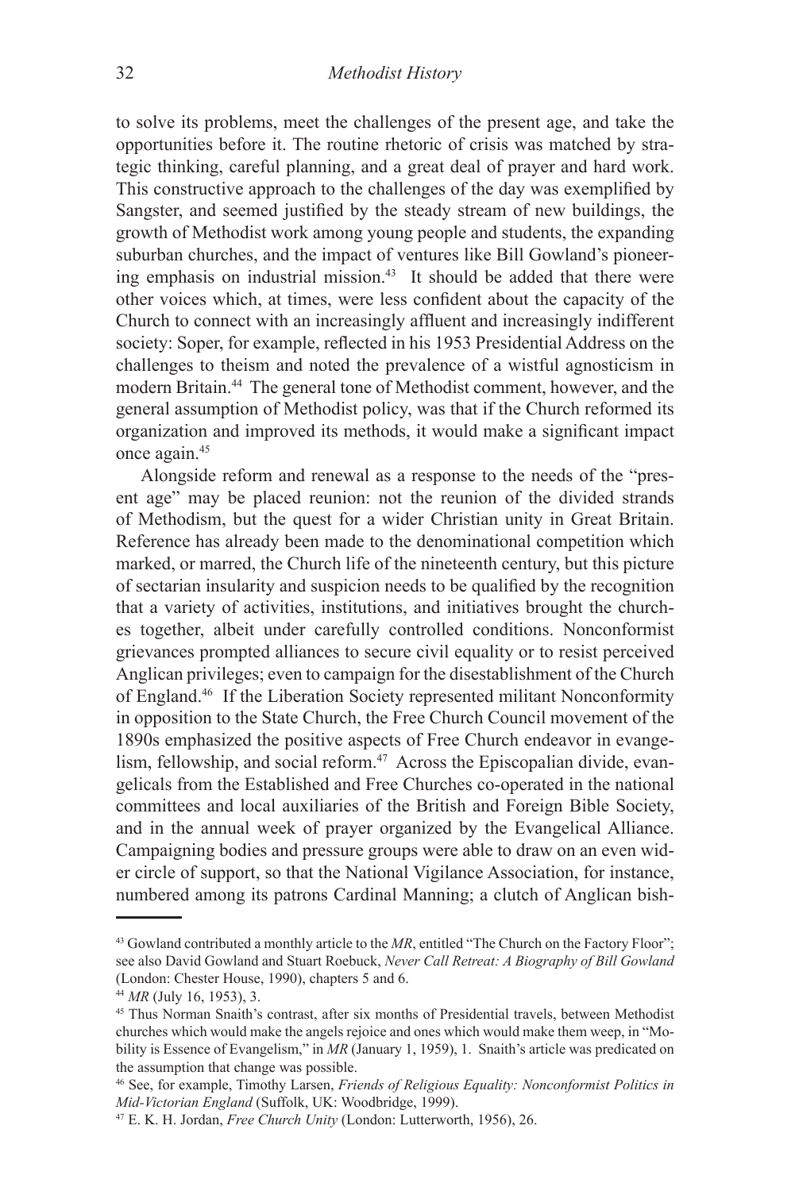to solve its problems, meet the challenges of the present age, and take the opportunities before it. The routine rhetoric of crisis was matched by strategic thinking, careful planning, and a great deal of prayer and hard work. This constructive approach to the challenges of the day was exemplified by Sangster, and seemed justified by the steady stream of new buildings, the growth of Methodist work among young people and students, the expanding suburban churches, and the impact of ventures like Bill Gowland's pioneering emphasis on industrial mission.[43] It should be added that there were other voices which, at times, were less confident about the capacity of the Church to connect with an increasingly affluent and increasingly indifferent society: Soper, for example, reflected in his 1953 Presidential Address on the challenges to theism and noted the prevalence of a wistful agnosticism in modern Britain.[44] The general tone of Methodist comment, however, and the general assumption of Methodist policy, was that if the Church reformed its organization and improved its methods, it would make a significant impact once again.[45]

Alongside reform and renewal as a response to the needs of the "present age" may be placed reunion: not the reunion of the divided strands of Methodism, but the quest for a wider Christian unity in Great Britain. Reference has already been made to the denominational competition which marked, or marred, the Church life of the nineteenth century, but this picture of sectarian insularity and suspicion needs to be qualified by the recognition that a variety of activities, institutions, and initiatives brought the churches together, albeit under carefully controlled conditions. Nonconformist grievances prompted alliances to secure civil equality or to resist perceived Anglican privileges; even to campaign for the disestablishment of the Church of England.[46] If the Liberation Society represented militant Nonconformity in opposition to the State Church, the Free Church Council movement of the 1890s emphasized the positive aspects of Free Church endeavor in evangelism, fellowship, and social reform.[47] Across the Episcopalian divide, evangelicals from the Established and Free Churches co-operated in the national committees and local auxiliaries of the British and Foreign Bible Society, and in the annual week of prayer organized by the Evangelical Alliance. Campaigning bodies and pressure groups were able to draw on an even wider circle of support, so that the National Vigilance Association, for instance, numbered among its patrons Cardinal Manning; a clutch of Anglican bish-

---

[43] Gowland contributed a monthly article to the *MR*, entitled "The Church on the Factory Floor"; see also David Gowland and Stuart Roebuck, *Never Call Retreat: A Biography of Bill Gowland* (London: Chester House, 1990), chapters 5 and 6.

[44] *MR* (July 16, 1953), 3.

[45] Thus Norman Snaith's contrast, after six months of Presidential travels, between Methodist churches which would make the angels rejoice and ones which would make them weep, in "Mobility is Essence of Evangelism," in *MR* (January 1, 1959), 1. Snaith's article was predicated on the assumption that change was possible.

[46] See, for example, Timothy Larsen, *Friends of Religious Equality: Nonconformist Politics in Mid-Victorian England* (Suffolk, UK: Woodbridge, 1999).

[47] E. K. H. Jordan, *Free Church Unity* (London: Lutterworth, 1956), 26.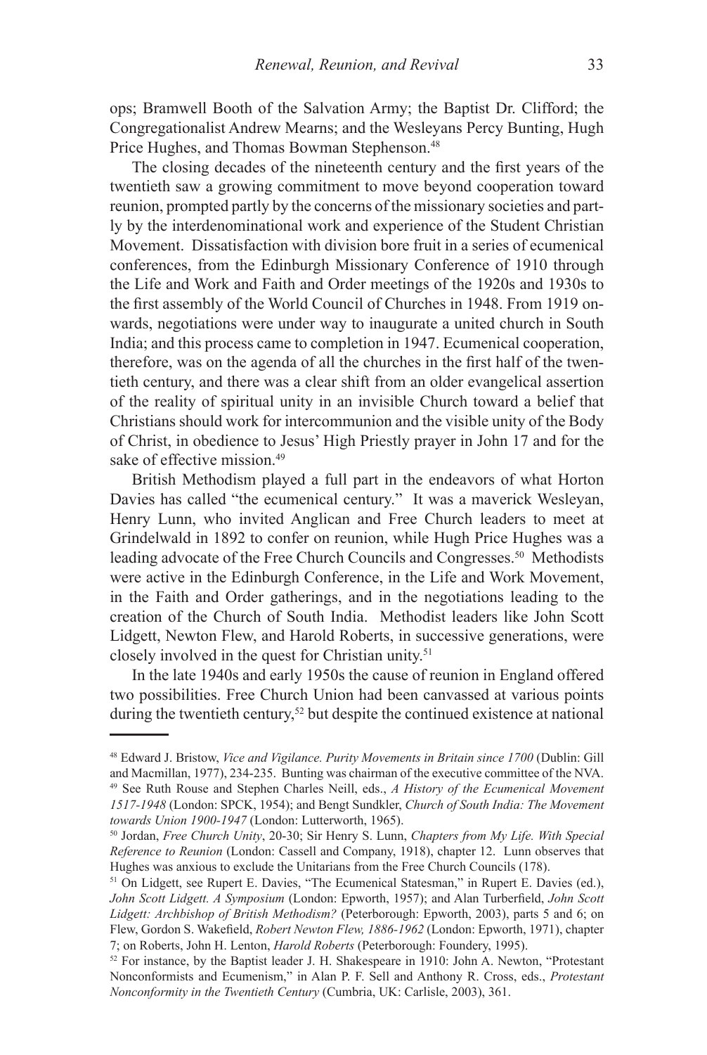ops; Bramwell Booth of the Salvation Army; the Baptist Dr. Clifford; the Congregationalist Andrew Mearns; and the Wesleyans Percy Bunting, Hugh Price Hughes, and Thomas Bowman Stephenson.[48]

The closing decades of the nineteenth century and the first years of the twentieth saw a growing commitment to move beyond cooperation toward reunion, prompted partly by the concerns of the missionary societies and partly by the interdenominational work and experience of the Student Christian Movement. Dissatisfaction with division bore fruit in a series of ecumenical conferences, from the Edinburgh Missionary Conference of 1910 through the Life and Work and Faith and Order meetings of the 1920s and 1930s to the first assembly of the World Council of Churches in 1948. From 1919 onwards, negotiations were under way to inaugurate a united church in South India; and this process came to completion in 1947. Ecumenical cooperation, therefore, was on the agenda of all the churches in the first half of the twentieth century, and there was a clear shift from an older evangelical assertion of the reality of spiritual unity in an invisible Church toward a belief that Christians should work for intercommunion and the visible unity of the Body of Christ, in obedience to Jesus' High Priestly prayer in John 17 and for the sake of effective mission.[49]

British Methodism played a full part in the endeavors of what Horton Davies has called "the ecumenical century." It was a maverick Wesleyan, Henry Lunn, who invited Anglican and Free Church leaders to meet at Grindelwald in 1892 to confer on reunion, while Hugh Price Hughes was a leading advocate of the Free Church Councils and Congresses.[50] Methodists were active in the Edinburgh Conference, in the Life and Work Movement, in the Faith and Order gatherings, and in the negotiations leading to the creation of the Church of South India. Methodist leaders like John Scott Lidgett, Newton Flew, and Harold Roberts, in successive generations, were closely involved in the quest for Christian unity.[51]

In the late 1940s and early 1950s the cause of reunion in England offered two possibilities. Free Church Union had been canvassed at various points during the twentieth century,[52] but despite the continued existence at national

---

[48] Edward J. Bristow, *Vice and Vigilance. Purity Movements in Britain since 1700* (Dublin: Gill and Macmillan, 1977), 234-235. Bunting was chairman of the executive committee of the NVA.

[49] See Ruth Rouse and Stephen Charles Neill, eds., *A History of the Ecumenical Movement 1517-1948* (London: SPCK, 1954); and Bengt Sundkler, *Church of South India: The Movement towards Union 1900-1947* (London: Lutterworth, 1965).

[50] Jordan, *Free Church Unity*, 20-30; Sir Henry S. Lunn, *Chapters from My Life. With Special Reference to Reunion* (London: Cassell and Company, 1918), chapter 12. Lunn observes that Hughes was anxious to exclude the Unitarians from the Free Church Councils (178).

[51] On Lidgett, see Rupert E. Davies, "The Ecumenical Statesman," in Rupert E. Davies (ed.), *John Scott Lidgett. A Symposium* (London: Epworth, 1957); and Alan Turberfield, *John Scott Lidgett: Archbishop of British Methodism?* (Peterborough: Epworth, 2003), parts 5 and 6; on Flew, Gordon S. Wakefield, *Robert Newton Flew, 1886-1962* (London: Epworth, 1971), chapter 7; on Roberts, John H. Lenton, *Harold Roberts* (Peterborough: Foundery, 1995).

[52] For instance, by the Baptist leader J. H. Shakespeare in 1910: John A. Newton, "Protestant Nonconformists and Ecumenism," in Alan P. F. Sell and Anthony R. Cross, eds., *Protestant Nonconformity in the Twentieth Century* (Cumbria, UK: Carlisle, 2003), 361.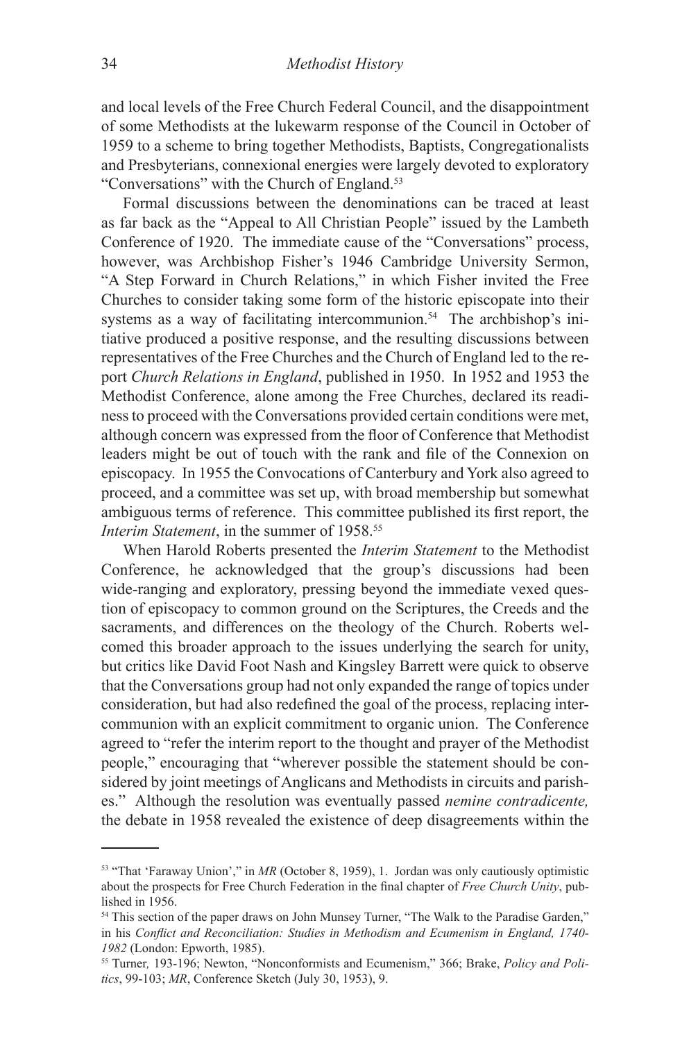and local levels of the Free Church Federal Council, and the disappointment of some Methodists at the lukewarm response of the Council in October of 1959 to a scheme to bring together Methodists, Baptists, Congregationalists and Presbyterians, connexional energies were largely devoted to exploratory "Conversations" with the Church of England.[53]

Formal discussions between the denominations can be traced at least as far back as the "Appeal to All Christian People" issued by the Lambeth Conference of 1920. The immediate cause of the "Conversations" process, however, was Archbishop Fisher's 1946 Cambridge University Sermon, "A Step Forward in Church Relations," in which Fisher invited the Free Churches to consider taking some form of the historic episcopate into their systems as a way of facilitating intercommunion.[54] The archbishop's initiative produced a positive response, and the resulting discussions between representatives of the Free Churches and the Church of England led to the report *Church Relations in England*, published in 1950. In 1952 and 1953 the Methodist Conference, alone among the Free Churches, declared its readiness to proceed with the Conversations provided certain conditions were met, although concern was expressed from the floor of Conference that Methodist leaders might be out of touch with the rank and file of the Connexion on episcopacy. In 1955 the Convocations of Canterbury and York also agreed to proceed, and a committee was set up, with broad membership but somewhat ambiguous terms of reference. This committee published its first report, the *Interim Statement*, in the summer of 1958.[55]

When Harold Roberts presented the *Interim Statement* to the Methodist Conference, he acknowledged that the group's discussions had been wide-ranging and exploratory, pressing beyond the immediate vexed question of episcopacy to common ground on the Scriptures, the Creeds and the sacraments, and differences on the theology of the Church. Roberts welcomed this broader approach to the issues underlying the search for unity, but critics like David Foot Nash and Kingsley Barrett were quick to observe that the Conversations group had not only expanded the range of topics under consideration, but had also redefined the goal of the process, replacing intercommunion with an explicit commitment to organic union. The Conference agreed to "refer the interim report to the thought and prayer of the Methodist people," encouraging that "wherever possible the statement should be considered by joint meetings of Anglicans and Methodists in circuits and parishes." Although the resolution was eventually passed *nemine contradicente,* the debate in 1958 revealed the existence of deep disagreements within the

---

[53] "That 'Faraway Union'," in *MR* (October 8, 1959), 1. Jordan was only cautiously optimistic about the prospects for Free Church Federation in the final chapter of *Free Church Unity*, published in 1956.

[54] This section of the paper draws on John Munsey Turner, "The Walk to the Paradise Garden," in his *Conflict and Reconciliation: Studies in Methodism and Ecumenism in England, 1740-1982* (London: Epworth, 1985).

[55] Turner*,* 193-196; Newton, "Nonconformists and Ecumenism," 366; Brake, *Policy and Politics*, 99-103; *MR*, Conference Sketch (July 30, 1953), 9.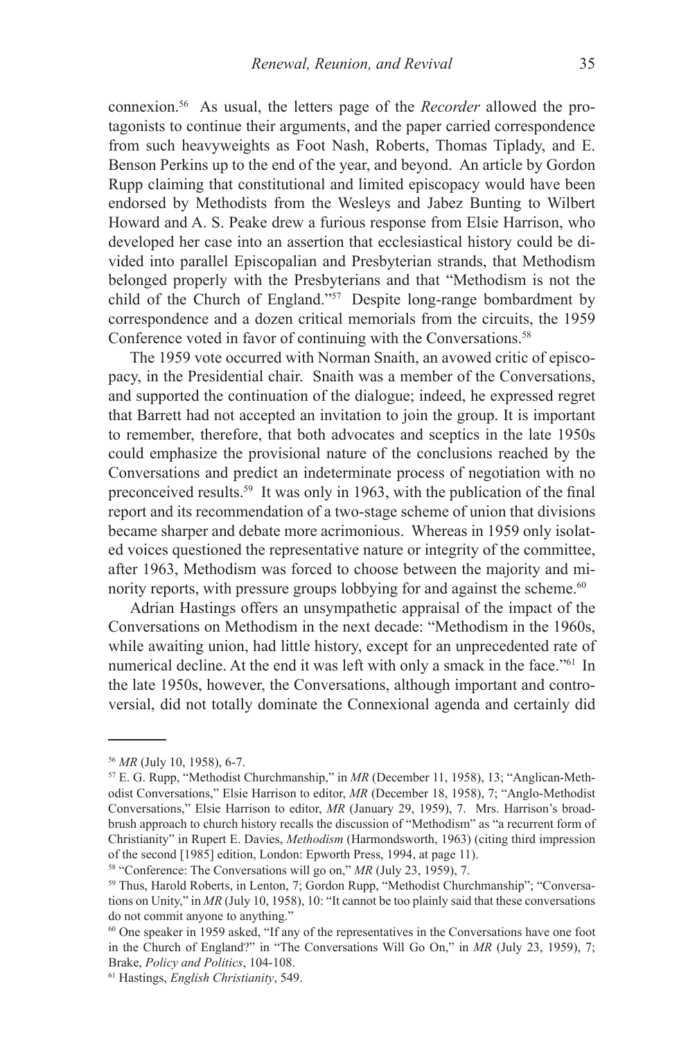connexion.[56] As usual, the letters page of the *Recorder* allowed the protagonists to continue their arguments, and the paper carried correspondence from such heavyweights as Foot Nash, Roberts, Thomas Tiplady, and E. Benson Perkins up to the end of the year, and beyond. An article by Gordon Rupp claiming that constitutional and limited episcopacy would have been endorsed by Methodists from the Wesleys and Jabez Bunting to Wilbert Howard and A. S. Peake drew a furious response from Elsie Harrison, who developed her case into an assertion that ecclesiastical history could be divided into parallel Episcopalian and Presbyterian strands, that Methodism belonged properly with the Presbyterians and that "Methodism is not the child of the Church of England."[57] Despite long-range bombardment by correspondence and a dozen critical memorials from the circuits, the 1959 Conference voted in favor of continuing with the Conversations.[58]

The 1959 vote occurred with Norman Snaith, an avowed critic of episcopacy, in the Presidential chair. Snaith was a member of the Conversations, and supported the continuation of the dialogue; indeed, he expressed regret that Barrett had not accepted an invitation to join the group. It is important to remember, therefore, that both advocates and sceptics in the late 1950s could emphasize the provisional nature of the conclusions reached by the Conversations and predict an indeterminate process of negotiation with no preconceived results.[59] It was only in 1963, with the publication of the final report and its recommendation of a two-stage scheme of union that divisions became sharper and debate more acrimonious. Whereas in 1959 only isolated voices questioned the representative nature or integrity of the committee, after 1963, Methodism was forced to choose between the majority and minority reports, with pressure groups lobbying for and against the scheme.[60]

Adrian Hastings offers an unsympathetic appraisal of the impact of the Conversations on Methodism in the next decade: "Methodism in the 1960s, while awaiting union, had little history, except for an unprecedented rate of numerical decline. At the end it was left with only a smack in the face."[61] In the late 1950s, however, the Conversations, although important and controversial, did not totally dominate the Connexional agenda and certainly did

---

[56] *MR* (July 10, 1958), 6-7.

[57] E. G. Rupp, "Methodist Churchmanship," in *MR* (December 11, 1958), 13; "Anglican-Methodist Conversations," Elsie Harrison to editor, *MR* (December 18, 1958), 7; "Anglo-Methodist Conversations," Elsie Harrison to editor, *MR* (January 29, 1959), 7. Mrs. Harrison's broad-brush approach to church history recalls the discussion of "Methodism" as "a recurrent form of Christianity" in Rupert E. Davies, *Methodism* (Harmondsworth, 1963) (citing third impression of the second [1985] edition, London: Epworth Press, 1994, at page 11).

[58] "Conference: The Conversations will go on," *MR* (July 23, 1959), 7.

[59] Thus, Harold Roberts, in Lenton, 7; Gordon Rupp, "Methodist Churchmanship"; "Conversations on Unity," in *MR* (July 10, 1958), 10: "It cannot be too plainly said that these conversations do not commit anyone to anything."

[60] One speaker in 1959 asked, "If any of the representatives in the Conversations have one foot in the Church of England?" in "The Conversations Will Go On," in *MR* (July 23, 1959), 7; Brake, *Policy and Politics*, 104-108.

[61] Hastings, *English Christianity*, 549.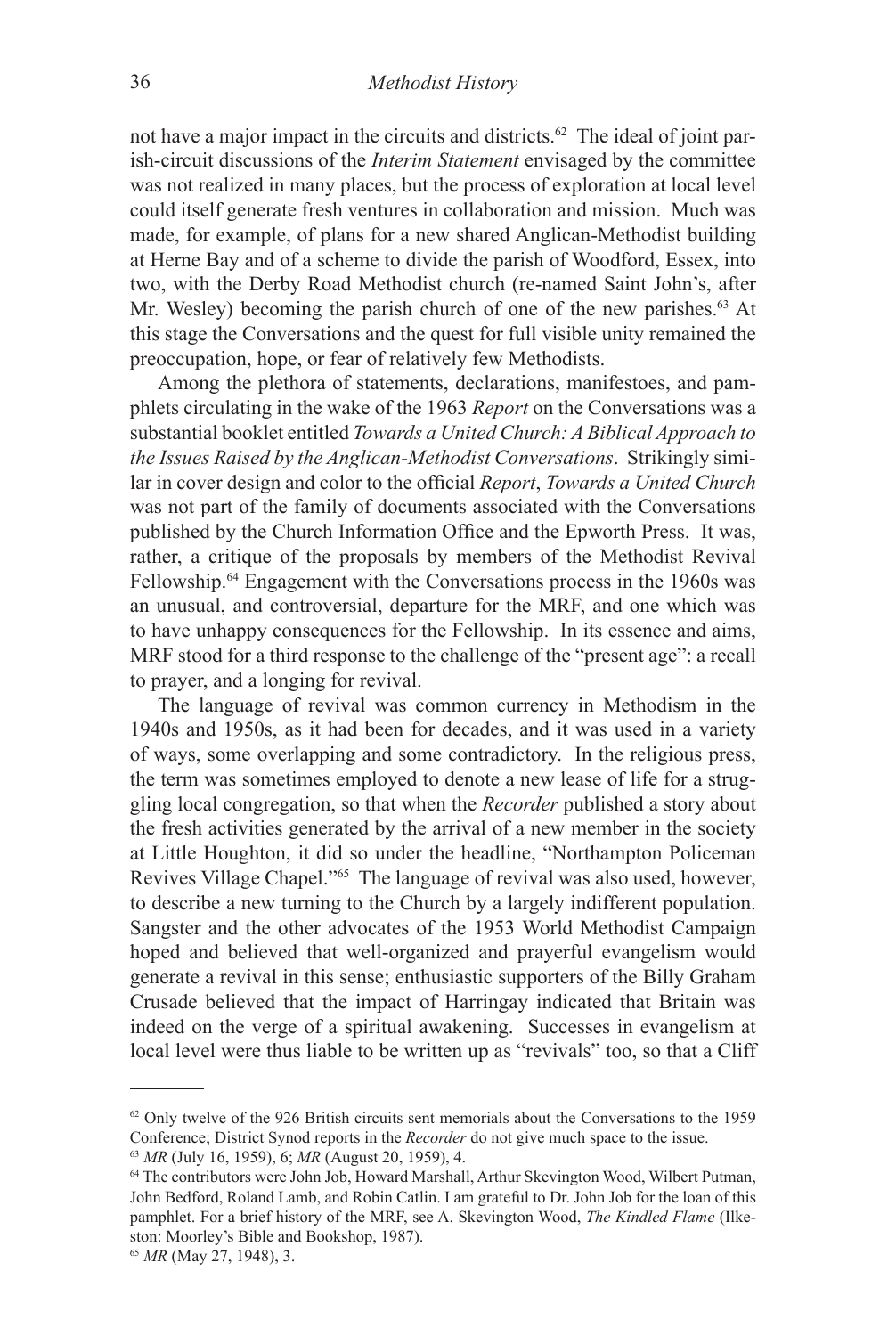not have a major impact in the circuits and districts.[62] The ideal of joint parish-circuit discussions of the *Interim Statement* envisaged by the committee was not realized in many places, but the process of exploration at local level could itself generate fresh ventures in collaboration and mission. Much was made, for example, of plans for a new shared Anglican-Methodist building at Herne Bay and of a scheme to divide the parish of Woodford, Essex, into two, with the Derby Road Methodist church (re-named Saint John's, after Mr. Wesley) becoming the parish church of one of the new parishes.[63] At this stage the Conversations and the quest for full visible unity remained the preoccupation, hope, or fear of relatively few Methodists.

Among the plethora of statements, declarations, manifestoes, and pamphlets circulating in the wake of the 1963 *Report* on the Conversations was a substantial booklet entitled *Towards a United Church: A Biblical Approach to the Issues Raised by the Anglican-Methodist Conversations*. Strikingly similar in cover design and color to the official *Report*, *Towards a United Church* was not part of the family of documents associated with the Conversations published by the Church Information Office and the Epworth Press. It was, rather, a critique of the proposals by members of the Methodist Revival Fellowship.[64] Engagement with the Conversations process in the 1960s was an unusual, and controversial, departure for the MRF, and one which was to have unhappy consequences for the Fellowship. In its essence and aims, MRF stood for a third response to the challenge of the "present age": a recall to prayer, and a longing for revival.

The language of revival was common currency in Methodism in the 1940s and 1950s, as it had been for decades, and it was used in a variety of ways, some overlapping and some contradictory. In the religious press, the term was sometimes employed to denote a new lease of life for a struggling local congregation, so that when the *Recorder* published a story about the fresh activities generated by the arrival of a new member in the society at Little Houghton, it did so under the headline, "Northampton Policeman Revives Village Chapel."[65] The language of revival was also used, however, to describe a new turning to the Church by a largely indifferent population. Sangster and the other advocates of the 1953 World Methodist Campaign hoped and believed that well-organized and prayerful evangelism would generate a revival in this sense; enthusiastic supporters of the Billy Graham Crusade believed that the impact of Harringay indicated that Britain was indeed on the verge of a spiritual awakening. Successes in evangelism at local level were thus liable to be written up as "revivals" too, so that a Cliff

---

[62] Only twelve of the 926 British circuits sent memorials about the Conversations to the 1959 Conference; District Synod reports in the *Recorder* do not give much space to the issue.

[63] *MR* (July 16, 1959), 6; *MR* (August 20, 1959), 4.

[64] The contributors were John Job, Howard Marshall, Arthur Skevington Wood, Wilbert Putman, John Bedford, Roland Lamb, and Robin Catlin. I am grateful to Dr. John Job for the loan of this pamphlet. For a brief history of the MRF, see A. Skevington Wood, *The Kindled Flame* (Ilkeston: Moorley's Bible and Bookshop, 1987).

[65] *MR* (May 27, 1948), 3.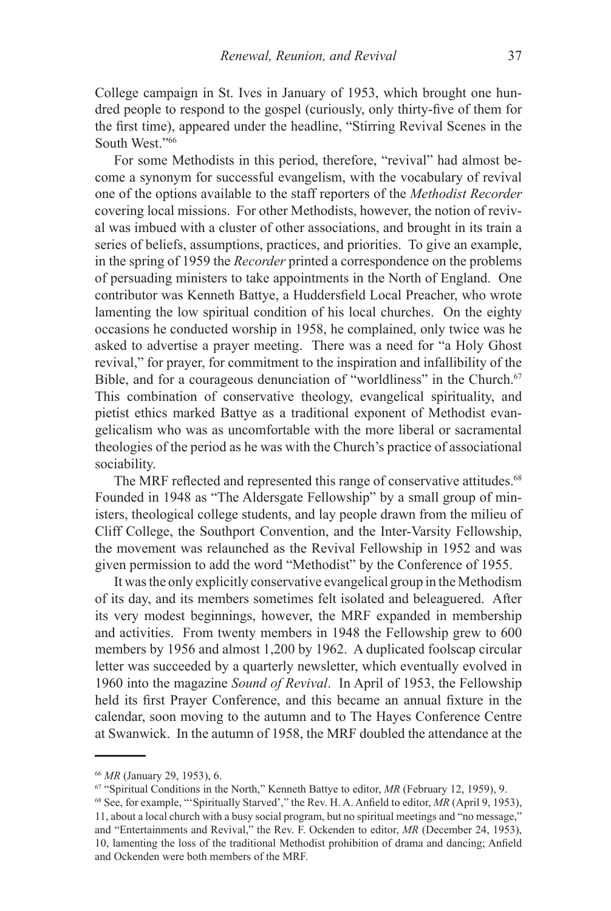College campaign in St. Ives in January of 1953, which brought one hundred people to respond to the gospel (curiously, only thirty-five of them for the first time), appeared under the headline, "Stirring Revival Scenes in the South West."[66]

For some Methodists in this period, therefore, "revival" had almost become a synonym for successful evangelism, with the vocabulary of revival one of the options available to the staff reporters of the *Methodist Recorder* covering local missions. For other Methodists, however, the notion of revival was imbued with a cluster of other associations, and brought in its train a series of beliefs, assumptions, practices, and priorities. To give an example, in the spring of 1959 the *Recorder* printed a correspondence on the problems of persuading ministers to take appointments in the North of England. One contributor was Kenneth Battye, a Huddersfield Local Preacher, who wrote lamenting the low spiritual condition of his local churches. On the eighty occasions he conducted worship in 1958, he complained, only twice was he asked to advertise a prayer meeting. There was a need for "a Holy Ghost revival," for prayer, for commitment to the inspiration and infallibility of the Bible, and for a courageous denunciation of "worldliness" in the Church.[67] This combination of conservative theology, evangelical spirituality, and pietist ethics marked Battye as a traditional exponent of Methodist evangelicalism who was as uncomfortable with the more liberal or sacramental theologies of the period as he was with the Church's practice of associational sociability.

The MRF reflected and represented this range of conservative attitudes.[68] Founded in 1948 as "The Aldersgate Fellowship" by a small group of ministers, theological college students, and lay people drawn from the milieu of Cliff College, the Southport Convention, and the Inter-Varsity Fellowship, the movement was relaunched as the Revival Fellowship in 1952 and was given permission to add the word "Methodist" by the Conference of 1955.

It was the only explicitly conservative evangelical group in the Methodism of its day, and its members sometimes felt isolated and beleaguered. After its very modest beginnings, however, the MRF expanded in membership and activities. From twenty members in 1948 the Fellowship grew to 600 members by 1956 and almost 1,200 by 1962. A duplicated foolscap circular letter was succeeded by a quarterly newsletter, which eventually evolved in 1960 into the magazine *Sound of Revival*. In April of 1953, the Fellowship held its first Prayer Conference, and this became an annual fixture in the calendar, soon moving to the autumn and to The Hayes Conference Centre at Swanwick. In the autumn of 1958, the MRF doubled the attendance at the

---

[66] *MR* (January 29, 1953), 6.

[67] "Spiritual Conditions in the North," Kenneth Battye to editor, *MR* (February 12, 1959), 9.

[68] See, for example, "'Spiritually Starved'," the Rev. H. A. Anfield to editor, *MR* (April 9, 1953), 11, about a local church with a busy social program, but no spiritual meetings and "no message," and "Entertainments and Revival," the Rev. F. Ockenden to editor, *MR* (December 24, 1953), 10, lamenting the loss of the traditional Methodist prohibition of drama and dancing; Anfield and Ockenden were both members of the MRF.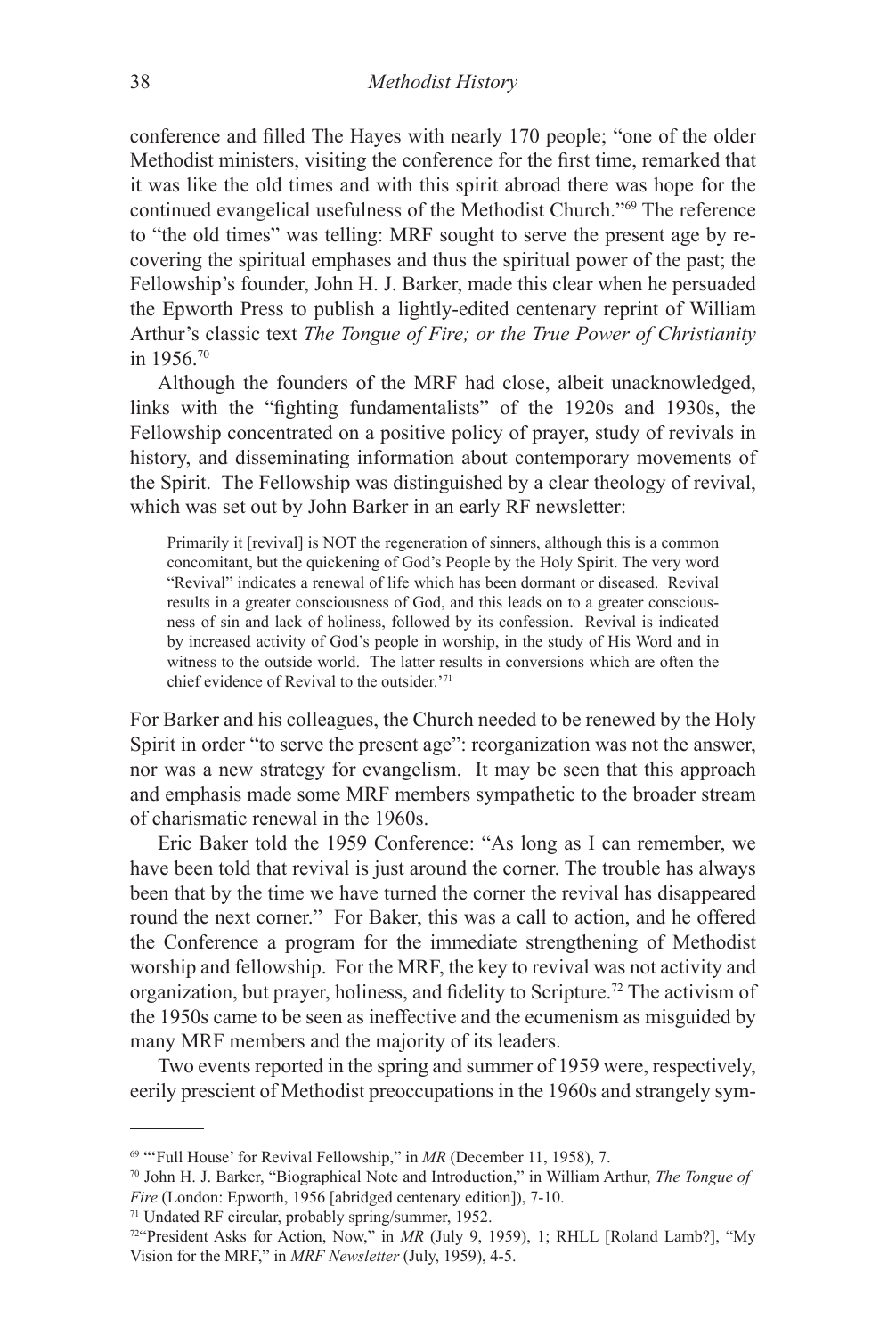conference and filled The Hayes with nearly 170 people; "one of the older Methodist ministers, visiting the conference for the first time, remarked that it was like the old times and with this spirit abroad there was hope for the continued evangelical usefulness of the Methodist Church."[69] The reference to "the old times" was telling: MRF sought to serve the present age by recovering the spiritual emphases and thus the spiritual power of the past; the Fellowship's founder, John H. J. Barker, made this clear when he persuaded the Epworth Press to publish a lightly-edited centenary reprint of William Arthur's classic text *The Tongue of Fire; or the True Power of Christianity* in 1956.[70]

Although the founders of the MRF had close, albeit unacknowledged, links with the "fighting fundamentalists" of the 1920s and 1930s, the Fellowship concentrated on a positive policy of prayer, study of revivals in history, and disseminating information about contemporary movements of the Spirit. The Fellowship was distinguished by a clear theology of revival, which was set out by John Barker in an early RF newsletter:

> Primarily it [revival] is NOT the regeneration of sinners, although this is a common concomitant, but the quickening of God's People by the Holy Spirit. The very word "Revival" indicates a renewal of life which has been dormant or diseased. Revival results in a greater consciousness of God, and this leads on to a greater consciousness of sin and lack of holiness, followed by its confession. Revival is indicated by increased activity of God's people in worship, in the study of His Word and in witness to the outside world. The latter results in conversions which are often the chief evidence of Revival to the outsider.'[71]

For Barker and his colleagues, the Church needed to be renewed by the Holy Spirit in order "to serve the present age": reorganization was not the answer, nor was a new strategy for evangelism. It may be seen that this approach and emphasis made some MRF members sympathetic to the broader stream of charismatic renewal in the 1960s.

Eric Baker told the 1959 Conference: "As long as I can remember, we have been told that revival is just around the corner. The trouble has always been that by the time we have turned the corner the revival has disappeared round the next corner." For Baker, this was a call to action, and he offered the Conference a program for the immediate strengthening of Methodist worship and fellowship. For the MRF, the key to revival was not activity and organization, but prayer, holiness, and fidelity to Scripture.[72] The activism of the 1950s came to be seen as ineffective and the ecumenism as misguided by many MRF members and the majority of its leaders.

Two events reported in the spring and summer of 1959 were, respectively, eerily prescient of Methodist preoccupations in the 1960s and strangely sym-

---

[69] "'Full House' for Revival Fellowship," in *MR* (December 11, 1958), 7.

[70] John H. J. Barker, "Biographical Note and Introduction," in William Arthur, *The Tongue of Fire* (London: Epworth, 1956 [abridged centenary edition]), 7-10.

[71] Undated RF circular, probably spring/summer, 1952.

[72] "President Asks for Action, Now," in *MR* (July 9, 1959), 1; RHLL [Roland Lamb?], "My Vision for the MRF," in *MRF Newsletter* (July, 1959), 4-5.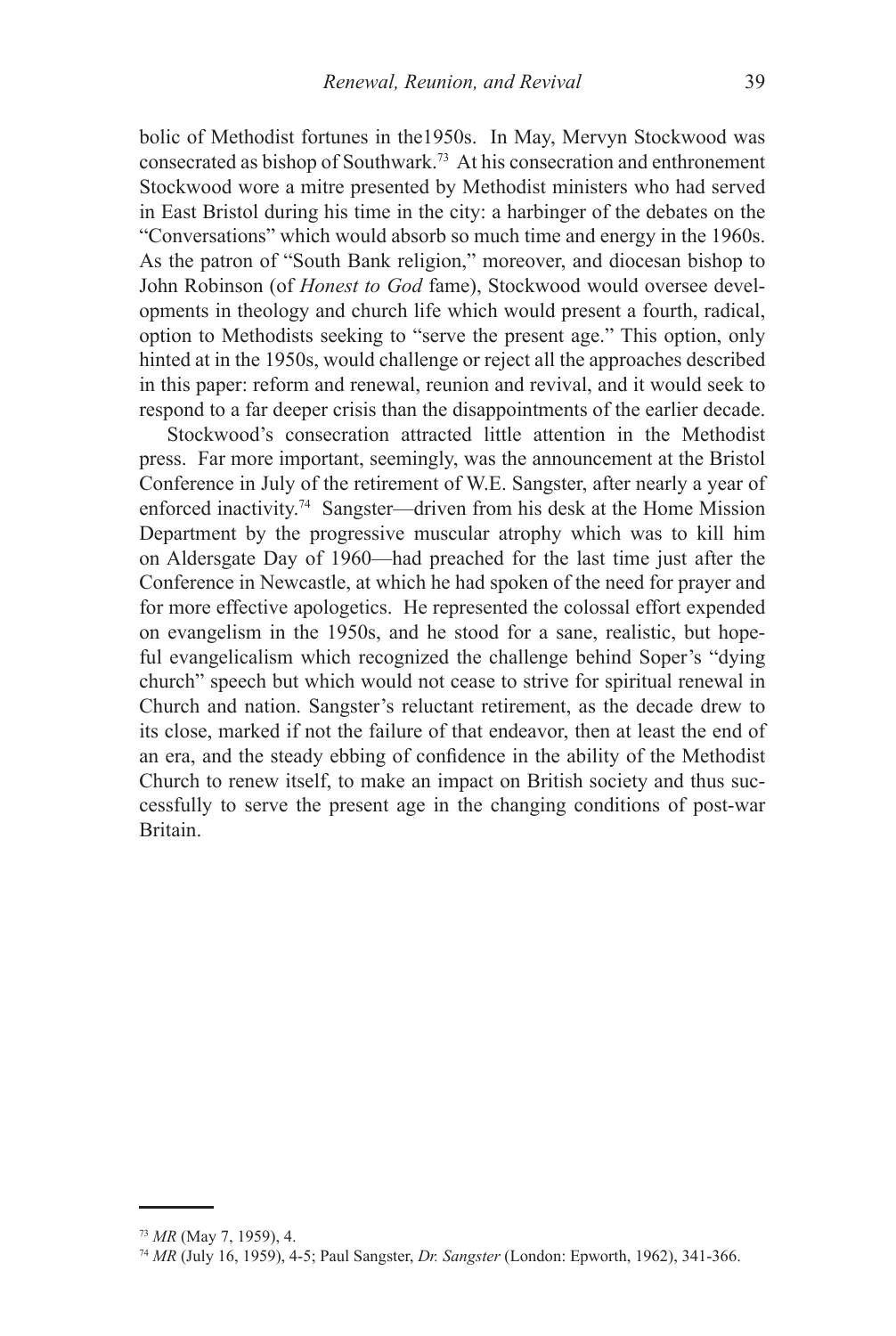bolic of Methodist fortunes in the1950s. In May, Mervyn Stockwood was consecrated as bishop of Southwark.[73] At his consecration and enthronement Stockwood wore a mitre presented by Methodist ministers who had served in East Bristol during his time in the city: a harbinger of the debates on the "Conversations" which would absorb so much time and energy in the 1960s. As the patron of "South Bank religion," moreover, and diocesan bishop to John Robinson (of *Honest to God* fame), Stockwood would oversee developments in theology and church life which would present a fourth, radical, option to Methodists seeking to "serve the present age." This option, only hinted at in the 1950s, would challenge or reject all the approaches described in this paper: reform and renewal, reunion and revival, and it would seek to respond to a far deeper crisis than the disappointments of the earlier decade.

Stockwood's consecration attracted little attention in the Methodist press. Far more important, seemingly, was the announcement at the Bristol Conference in July of the retirement of W.E. Sangster, after nearly a year of enforced inactivity.[74] Sangster—driven from his desk at the Home Mission Department by the progressive muscular atrophy which was to kill him on Aldersgate Day of 1960—had preached for the last time just after the Conference in Newcastle, at which he had spoken of the need for prayer and for more effective apologetics. He represented the colossal effort expended on evangelism in the 1950s, and he stood for a sane, realistic, but hopeful evangelicalism which recognized the challenge behind Soper's "dying church" speech but which would not cease to strive for spiritual renewal in Church and nation. Sangster's reluctant retirement, as the decade drew to its close, marked if not the failure of that endeavor, then at least the end of an era, and the steady ebbing of confidence in the ability of the Methodist Church to renew itself, to make an impact on British society and thus successfully to serve the present age in the changing conditions of post-war Britain.

[73] *MR* (May 7, 1959), 4.

[74] *MR* (July 16, 1959), 4-5; Paul Sangster, *Dr. Sangster* (London: Epworth, 1962), 341-366.